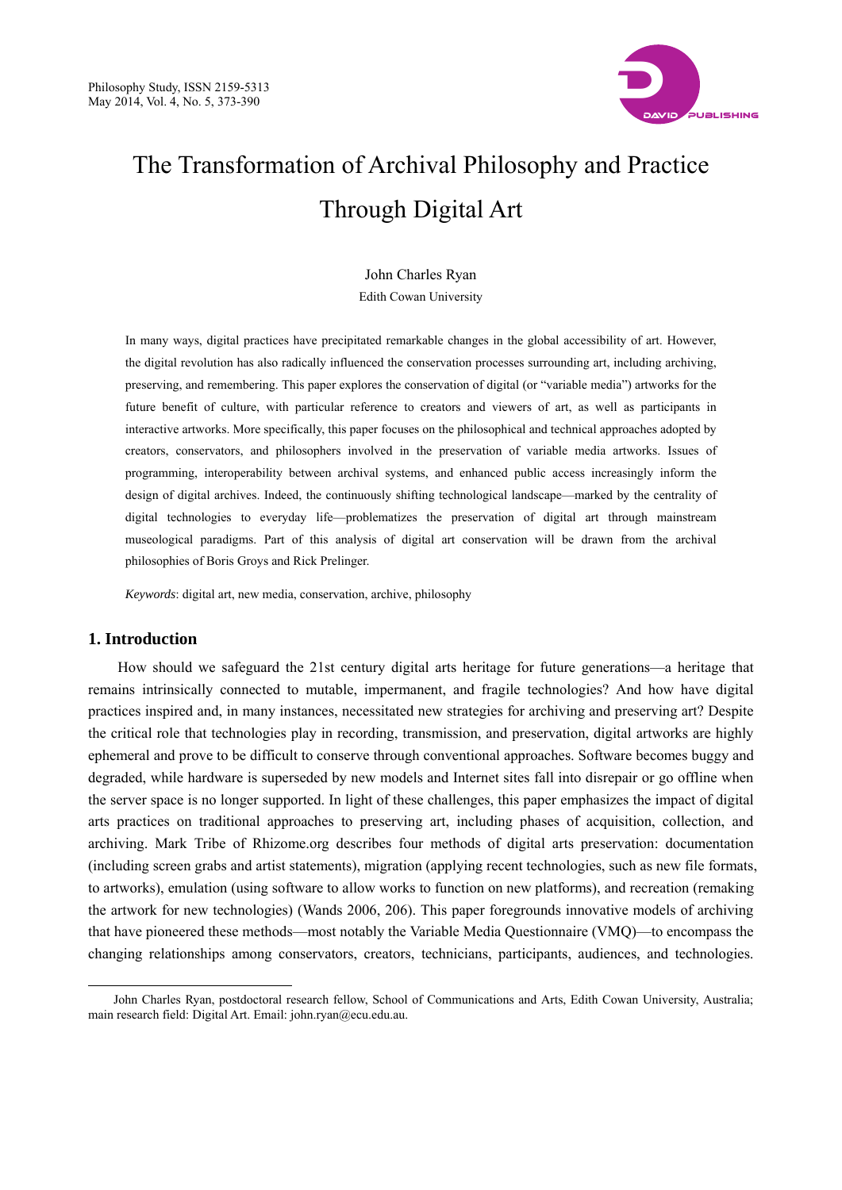# The Transformation of Archival Philosophy and Practice Through Digital Art

John Charles Ryan
Edith Cowan University

In many ways, digital practices have precipitated remarkable changes in the global accessibility of art. However, the digital revolution has also radically influenced the conservation processes surrounding art, including archiving, preserving, and remembering. This paper explores the conservation of digital (or "variable media") artworks for the future benefit of culture, with particular reference to creators and viewers of art, as well as participants in interactive artworks. More specifically, this paper focuses on the philosophical and technical approaches adopted by creators, conservators, and philosophers involved in the preservation of variable media artworks. Issues of programming, interoperability between archival systems, and enhanced public access increasingly inform the design of digital archives. Indeed, the continuously shifting technological landscape—marked by the centrality of digital technologies to everyday life—problematizes the preservation of digital art through mainstream museological paradigms. Part of this analysis of digital art conservation will be drawn from the archival philosophies of Boris Groys and Rick Prelinger.

*Keywords*: digital art, new media, conservation, archive, philosophy

## 1. Introduction

How should we safeguard the 21st century digital arts heritage for future generations—a heritage that remains intrinsically connected to mutable, impermanent, and fragile technologies? And how have digital practices inspired and, in many instances, necessitated new strategies for archiving and preserving art? Despite the critical role that technologies play in recording, transmission, and preservation, digital artworks are highly ephemeral and prove to be difficult to conserve through conventional approaches. Software becomes buggy and degraded, while hardware is superseded by new models and Internet sites fall into disrepair or go offline when the server space is no longer supported. In light of these challenges, this paper emphasizes the impact of digital arts practices on traditional approaches to preserving art, including phases of acquisition, collection, and archiving. Mark Tribe of Rhizome.org describes four methods of digital arts preservation: documentation (including screen grabs and artist statements), migration (applying recent technologies, such as new file formats, to artworks), emulation (using software to allow works to function on new platforms), and recreation (remaking the artwork for new technologies) (Wands 2006, 206). This paper foregrounds innovative models of archiving that have pioneered these methods—most notably the Variable Media Questionnaire (VMQ)—to encompass the changing relationships among conservators, creators, technicians, participants, audiences, and technologies.

---

John Charles Ryan, postdoctoral research fellow, School of Communications and Arts, Edith Cowan University, Australia; main research field: Digital Art. Email: john.ryan@ecu.edu.au.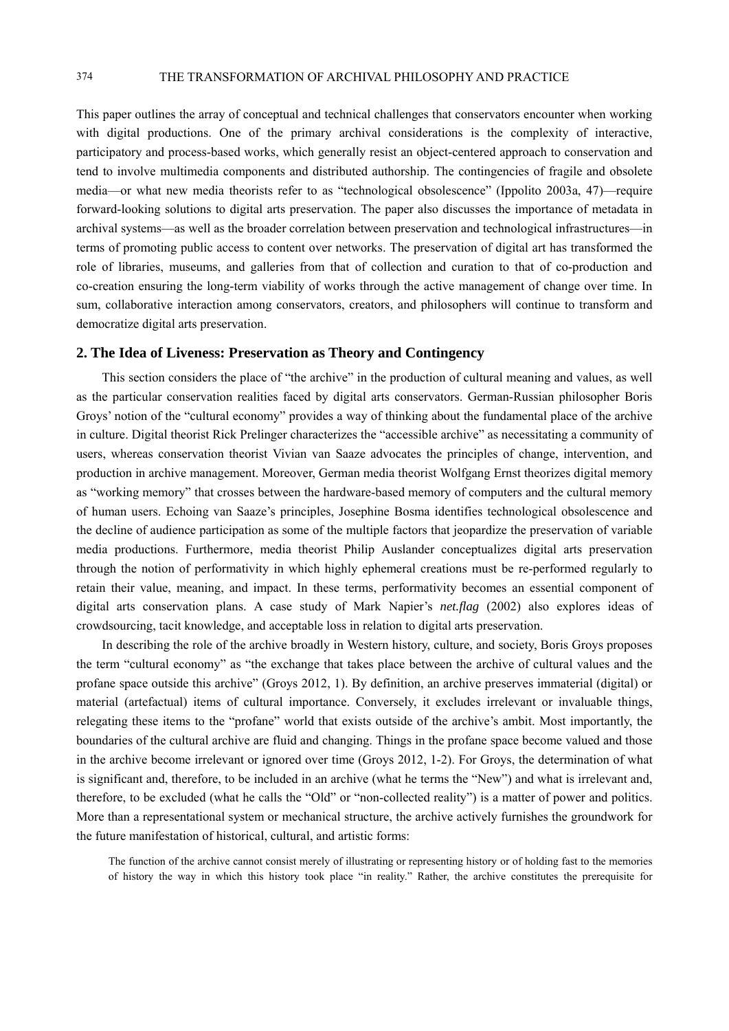This paper outlines the array of conceptual and technical challenges that conservators encounter when working with digital productions. One of the primary archival considerations is the complexity of interactive, participatory and process-based works, which generally resist an object-centered approach to conservation and tend to involve multimedia components and distributed authorship. The contingencies of fragile and obsolete media—or what new media theorists refer to as "technological obsolescence" (Ippolito 2003a, 47)—require forward-looking solutions to digital arts preservation. The paper also discusses the importance of metadata in archival systems—as well as the broader correlation between preservation and technological infrastructures—in terms of promoting public access to content over networks. The preservation of digital art has transformed the role of libraries, museums, and galleries from that of collection and curation to that of co-production and co-creation ensuring the long-term viability of works through the active management of change over time. In sum, collaborative interaction among conservators, creators, and philosophers will continue to transform and democratize digital arts preservation.

## 2. The Idea of Liveness: Preservation as Theory and Contingency

This section considers the place of "the archive" in the production of cultural meaning and values, as well as the particular conservation realities faced by digital arts conservators. German-Russian philosopher Boris Groys' notion of the "cultural economy" provides a way of thinking about the fundamental place of the archive in culture. Digital theorist Rick Prelinger characterizes the "accessible archive" as necessitating a community of users, whereas conservation theorist Vivian van Saaze advocates the principles of change, intervention, and production in archive management. Moreover, German media theorist Wolfgang Ernst theorizes digital memory as "working memory" that crosses between the hardware-based memory of computers and the cultural memory of human users. Echoing van Saaze's principles, Josephine Bosma identifies technological obsolescence and the decline of audience participation as some of the multiple factors that jeopardize the preservation of variable media productions. Furthermore, media theorist Philip Auslander conceptualizes digital arts preservation through the notion of performativity in which highly ephemeral creations must be re-performed regularly to retain their value, meaning, and impact. In these terms, performativity becomes an essential component of digital arts conservation plans. A case study of Mark Napier's *net.flag* (2002) also explores ideas of crowdsourcing, tacit knowledge, and acceptable loss in relation to digital arts preservation.

In describing the role of the archive broadly in Western history, culture, and society, Boris Groys proposes the term "cultural economy" as "the exchange that takes place between the archive of cultural values and the profane space outside this archive" (Groys 2012, 1). By definition, an archive preserves immaterial (digital) or material (artefactual) items of cultural importance. Conversely, it excludes irrelevant or invaluable things, relegating these items to the "profane" world that exists outside of the archive's ambit. Most importantly, the boundaries of the cultural archive are fluid and changing. Things in the profane space become valued and those in the archive become irrelevant or ignored over time (Groys 2012, 1-2). For Groys, the determination of what is significant and, therefore, to be included in an archive (what he terms the "New") and what is irrelevant and, therefore, to be excluded (what he calls the "Old" or "non-collected reality") is a matter of power and politics. More than a representational system or mechanical structure, the archive actively furnishes the groundwork for the future manifestation of historical, cultural, and artistic forms:

> The function of the archive cannot consist merely of illustrating or representing history or of holding fast to the memories of history the way in which this history took place "in reality." Rather, the archive constitutes the prerequisite for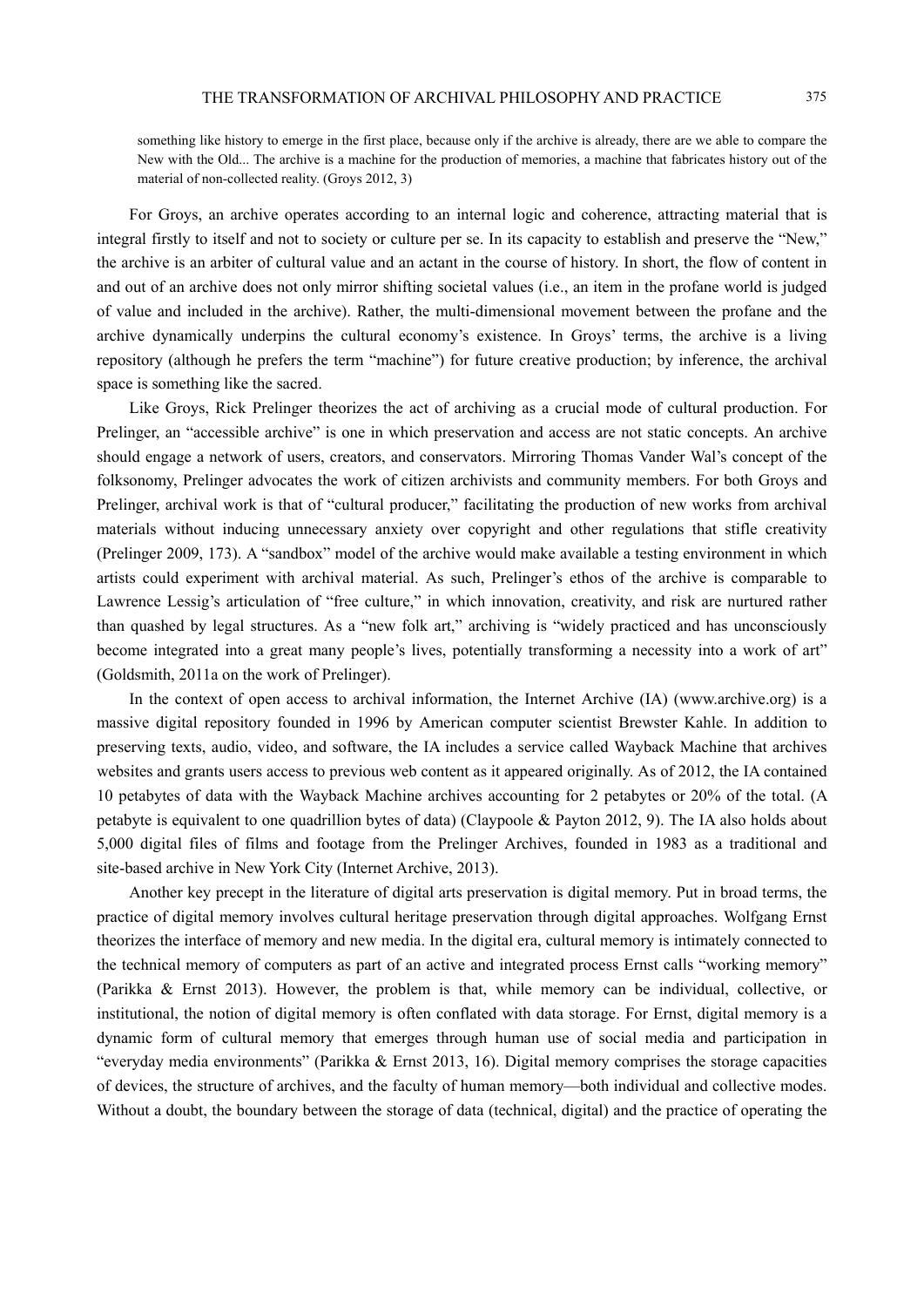> something like history to emerge in the first place, because only if the archive is already, there are we able to compare the New with the Old... The archive is a machine for the production of memories, a machine that fabricates history out of the material of non-collected reality. (Groys 2012, 3)

For Groys, an archive operates according to an internal logic and coherence, attracting material that is integral firstly to itself and not to society or culture per se. In its capacity to establish and preserve the "New," the archive is an arbiter of cultural value and an actant in the course of history. In short, the flow of content in and out of an archive does not only mirror shifting societal values (i.e., an item in the profane world is judged of value and included in the archive). Rather, the multi-dimensional movement between the profane and the archive dynamically underpins the cultural economy's existence. In Groys' terms, the archive is a living repository (although he prefers the term "machine") for future creative production; by inference, the archival space is something like the sacred.

Like Groys, Rick Prelinger theorizes the act of archiving as a crucial mode of cultural production. For Prelinger, an "accessible archive" is one in which preservation and access are not static concepts. An archive should engage a network of users, creators, and conservators. Mirroring Thomas Vander Wal's concept of the folksonomy, Prelinger advocates the work of citizen archivists and community members. For both Groys and Prelinger, archival work is that of "cultural producer," facilitating the production of new works from archival materials without inducing unnecessary anxiety over copyright and other regulations that stifle creativity (Prelinger 2009, 173). A "sandbox" model of the archive would make available a testing environment in which artists could experiment with archival material. As such, Prelinger's ethos of the archive is comparable to Lawrence Lessig's articulation of "free culture," in which innovation, creativity, and risk are nurtured rather than quashed by legal structures. As a "new folk art," archiving is "widely practiced and has unconsciously become integrated into a great many people's lives, potentially transforming a necessity into a work of art" (Goldsmith, 2011a on the work of Prelinger).

In the context of open access to archival information, the Internet Archive (IA) (www.archive.org) is a massive digital repository founded in 1996 by American computer scientist Brewster Kahle. In addition to preserving texts, audio, video, and software, the IA includes a service called Wayback Machine that archives websites and grants users access to previous web content as it appeared originally. As of 2012, the IA contained 10 petabytes of data with the Wayback Machine archives accounting for 2 petabytes or 20% of the total. (A petabyte is equivalent to one quadrillion bytes of data) (Claypoole & Payton 2012, 9). The IA also holds about 5,000 digital files of films and footage from the Prelinger Archives, founded in 1983 as a traditional and site-based archive in New York City (Internet Archive, 2013).

Another key precept in the literature of digital arts preservation is digital memory. Put in broad terms, the practice of digital memory involves cultural heritage preservation through digital approaches. Wolfgang Ernst theorizes the interface of memory and new media. In the digital era, cultural memory is intimately connected to the technical memory of computers as part of an active and integrated process Ernst calls "working memory" (Parikka & Ernst 2013). However, the problem is that, while memory can be individual, collective, or institutional, the notion of digital memory is often conflated with data storage. For Ernst, digital memory is a dynamic form of cultural memory that emerges through human use of social media and participation in "everyday media environments" (Parikka & Ernst 2013, 16). Digital memory comprises the storage capacities of devices, the structure of archives, and the faculty of human memory—both individual and collective modes. Without a doubt, the boundary between the storage of data (technical, digital) and the practice of operating the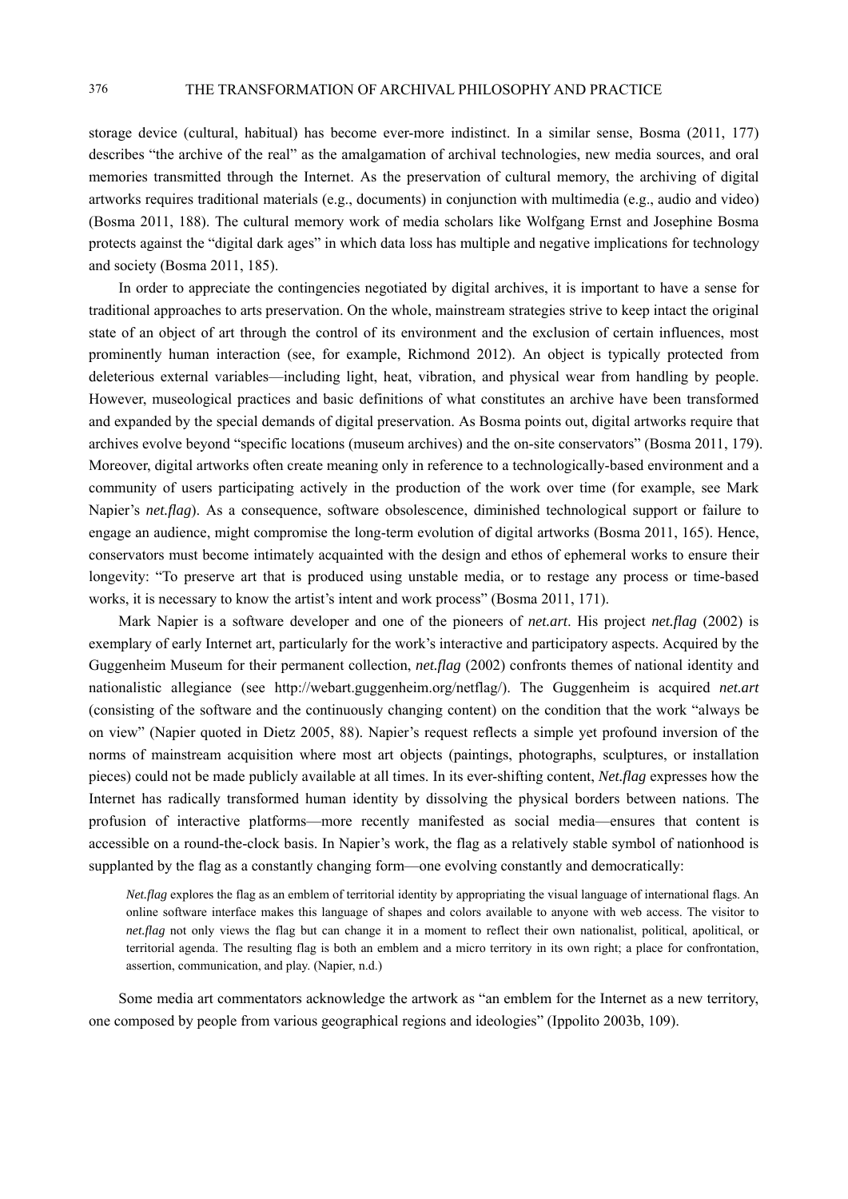storage device (cultural, habitual) has become ever-more indistinct. In a similar sense, Bosma (2011, 177) describes "the archive of the real" as the amalgamation of archival technologies, new media sources, and oral memories transmitted through the Internet. As the preservation of cultural memory, the archiving of digital artworks requires traditional materials (e.g., documents) in conjunction with multimedia (e.g., audio and video) (Bosma 2011, 188). The cultural memory work of media scholars like Wolfgang Ernst and Josephine Bosma protects against the "digital dark ages" in which data loss has multiple and negative implications for technology and society (Bosma 2011, 185).

In order to appreciate the contingencies negotiated by digital archives, it is important to have a sense for traditional approaches to arts preservation. On the whole, mainstream strategies strive to keep intact the original state of an object of art through the control of its environment and the exclusion of certain influences, most prominently human interaction (see, for example, Richmond 2012). An object is typically protected from deleterious external variables—including light, heat, vibration, and physical wear from handling by people. However, museological practices and basic definitions of what constitutes an archive have been transformed and expanded by the special demands of digital preservation. As Bosma points out, digital artworks require that archives evolve beyond "specific locations (museum archives) and the on-site conservators" (Bosma 2011, 179). Moreover, digital artworks often create meaning only in reference to a technologically-based environment and a community of users participating actively in the production of the work over time (for example, see Mark Napier's *net.flag*). As a consequence, software obsolescence, diminished technological support or failure to engage an audience, might compromise the long-term evolution of digital artworks (Bosma 2011, 165). Hence, conservators must become intimately acquainted with the design and ethos of ephemeral works to ensure their longevity: "To preserve art that is produced using unstable media, or to restage any process or time-based works, it is necessary to know the artist's intent and work process" (Bosma 2011, 171).

Mark Napier is a software developer and one of the pioneers of *net.art*. His project *net.flag* (2002) is exemplary of early Internet art, particularly for the work's interactive and participatory aspects. Acquired by the Guggenheim Museum for their permanent collection, *net.flag* (2002) confronts themes of national identity and nationalistic allegiance (see http://webart.guggenheim.org/netflag/). The Guggenheim is acquired *net.art* (consisting of the software and the continuously changing content) on the condition that the work "always be on view" (Napier quoted in Dietz 2005, 88). Napier's request reflects a simple yet profound inversion of the norms of mainstream acquisition where most art objects (paintings, photographs, sculptures, or installation pieces) could not be made publicly available at all times. In its ever-shifting content, *Net.flag* expresses how the Internet has radically transformed human identity by dissolving the physical borders between nations. The profusion of interactive platforms—more recently manifested as social media—ensures that content is accessible on a round-the-clock basis. In Napier's work, the flag as a relatively stable symbol of nationhood is supplanted by the flag as a constantly changing form—one evolving constantly and democratically:

> *Net.flag* explores the flag as an emblem of territorial identity by appropriating the visual language of international flags. An online software interface makes this language of shapes and colors available to anyone with web access. The visitor to *net.flag* not only views the flag but can change it in a moment to reflect their own nationalist, political, apolitical, or territorial agenda. The resulting flag is both an emblem and a micro territory in its own right; a place for confrontation, assertion, communication, and play. (Napier, n.d.)

Some media art commentators acknowledge the artwork as "an emblem for the Internet as a new territory, one composed by people from various geographical regions and ideologies" (Ippolito 2003b, 109).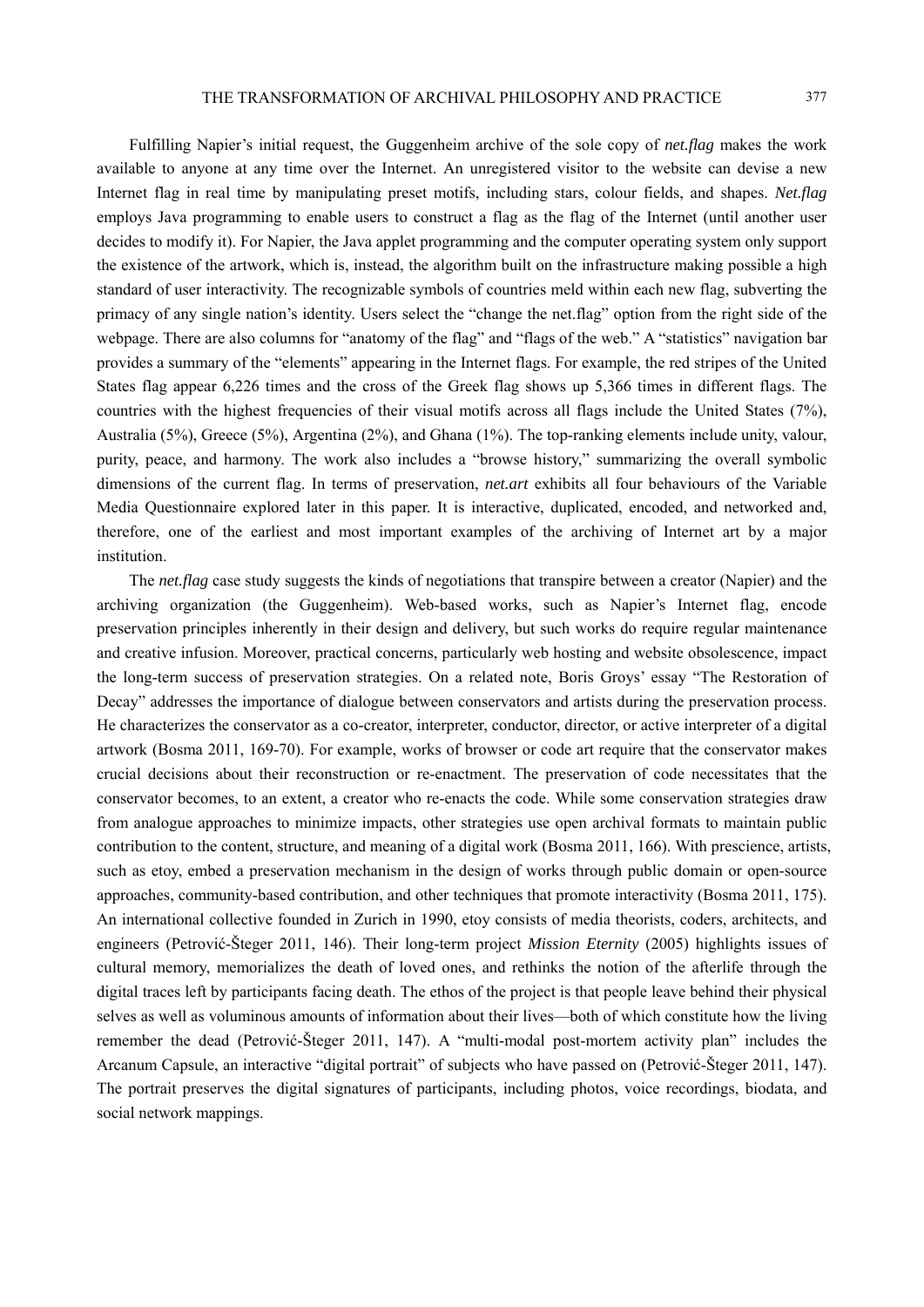Fulfilling Napier's initial request, the Guggenheim archive of the sole copy of *net.flag* makes the work available to anyone at any time over the Internet. An unregistered visitor to the website can devise a new Internet flag in real time by manipulating preset motifs, including stars, colour fields, and shapes. *Net.flag* employs Java programming to enable users to construct a flag as the flag of the Internet (until another user decides to modify it). For Napier, the Java applet programming and the computer operating system only support the existence of the artwork, which is, instead, the algorithm built on the infrastructure making possible a high standard of user interactivity. The recognizable symbols of countries meld within each new flag, subverting the primacy of any single nation's identity. Users select the "change the net.flag" option from the right side of the webpage. There are also columns for "anatomy of the flag" and "flags of the web." A "statistics" navigation bar provides a summary of the "elements" appearing in the Internet flags. For example, the red stripes of the United States flag appear 6,226 times and the cross of the Greek flag shows up 5,366 times in different flags. The countries with the highest frequencies of their visual motifs across all flags include the United States (7%), Australia (5%), Greece (5%), Argentina (2%), and Ghana (1%). The top-ranking elements include unity, valour, purity, peace, and harmony. The work also includes a "browse history," summarizing the overall symbolic dimensions of the current flag. In terms of preservation, *net.art* exhibits all four behaviours of the Variable Media Questionnaire explored later in this paper. It is interactive, duplicated, encoded, and networked and, therefore, one of the earliest and most important examples of the archiving of Internet art by a major institution.

The *net.flag* case study suggests the kinds of negotiations that transpire between a creator (Napier) and the archiving organization (the Guggenheim). Web-based works, such as Napier's Internet flag, encode preservation principles inherently in their design and delivery, but such works do require regular maintenance and creative infusion. Moreover, practical concerns, particularly web hosting and website obsolescence, impact the long-term success of preservation strategies. On a related note, Boris Groys' essay "The Restoration of Decay" addresses the importance of dialogue between conservators and artists during the preservation process. He characterizes the conservator as a co-creator, interpreter, conductor, director, or active interpreter of a digital artwork (Bosma 2011, 169-70). For example, works of browser or code art require that the conservator makes crucial decisions about their reconstruction or re-enactment. The preservation of code necessitates that the conservator becomes, to an extent, a creator who re-enacts the code. While some conservation strategies draw from analogue approaches to minimize impacts, other strategies use open archival formats to maintain public contribution to the content, structure, and meaning of a digital work (Bosma 2011, 166). With prescience, artists, such as etoy, embed a preservation mechanism in the design of works through public domain or open-source approaches, community-based contribution, and other techniques that promote interactivity (Bosma 2011, 175). An international collective founded in Zurich in 1990, etoy consists of media theorists, coders, architects, and engineers (Petrović-Šteger 2011, 146). Their long-term project *Mission Eternity* (2005) highlights issues of cultural memory, memorializes the death of loved ones, and rethinks the notion of the afterlife through the digital traces left by participants facing death. The ethos of the project is that people leave behind their physical selves as well as voluminous amounts of information about their lives—both of which constitute how the living remember the dead (Petrović-Šteger 2011, 147). A "multi-modal post-mortem activity plan" includes the Arcanum Capsule, an interactive "digital portrait" of subjects who have passed on (Petrović-Šteger 2011, 147). The portrait preserves the digital signatures of participants, including photos, voice recordings, biodata, and social network mappings.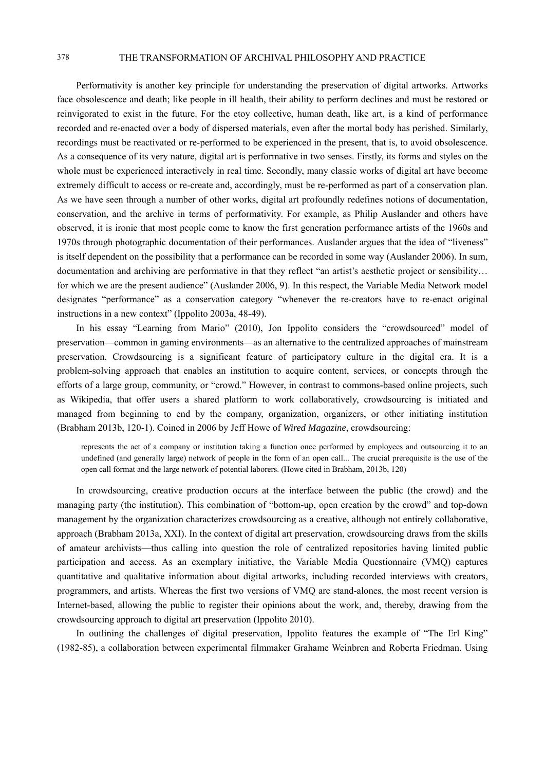Performativity is another key principle for understanding the preservation of digital artworks. Artworks face obsolescence and death; like people in ill health, their ability to perform declines and must be restored or reinvigorated to exist in the future. For the etoy collective, human death, like art, is a kind of performance recorded and re-enacted over a body of dispersed materials, even after the mortal body has perished. Similarly, recordings must be reactivated or re-performed to be experienced in the present, that is, to avoid obsolescence. As a consequence of its very nature, digital art is performative in two senses. Firstly, its forms and styles on the whole must be experienced interactively in real time. Secondly, many classic works of digital art have become extremely difficult to access or re-create and, accordingly, must be re-performed as part of a conservation plan. As we have seen through a number of other works, digital art profoundly redefines notions of documentation, conservation, and the archive in terms of performativity. For example, as Philip Auslander and others have observed, it is ironic that most people come to know the first generation performance artists of the 1960s and 1970s through photographic documentation of their performances. Auslander argues that the idea of "liveness" is itself dependent on the possibility that a performance can be recorded in some way (Auslander 2006). In sum, documentation and archiving are performative in that they reflect "an artist's aesthetic project or sensibility… for which we are the present audience" (Auslander 2006, 9). In this respect, the Variable Media Network model designates "performance" as a conservation category "whenever the re-creators have to re-enact original instructions in a new context" (Ippolito 2003a, 48-49).

In his essay "Learning from Mario" (2010), Jon Ippolito considers the "crowdsourced" model of preservation—common in gaming environments—as an alternative to the centralized approaches of mainstream preservation. Crowdsourcing is a significant feature of participatory culture in the digital era. It is a problem-solving approach that enables an institution to acquire content, services, or concepts through the efforts of a large group, community, or "crowd." However, in contrast to commons-based online projects, such as Wikipedia, that offer users a shared platform to work collaboratively, crowdsourcing is initiated and managed from beginning to end by the company, organization, organizers, or other initiating institution (Brabham 2013b, 120-1). Coined in 2006 by Jeff Howe of *Wired Magazine*, crowdsourcing:

> represents the act of a company or institution taking a function once performed by employees and outsourcing it to an undefined (and generally large) network of people in the form of an open call... The crucial prerequisite is the use of the open call format and the large network of potential laborers. (Howe cited in Brabham, 2013b, 120)

In crowdsourcing, creative production occurs at the interface between the public (the crowd) and the managing party (the institution). This combination of "bottom-up, open creation by the crowd" and top-down management by the organization characterizes crowdsourcing as a creative, although not entirely collaborative, approach (Brabham 2013a, XXI). In the context of digital art preservation, crowdsourcing draws from the skills of amateur archivists—thus calling into question the role of centralized repositories having limited public participation and access. As an exemplary initiative, the Variable Media Questionnaire (VMQ) captures quantitative and qualitative information about digital artworks, including recorded interviews with creators, programmers, and artists. Whereas the first two versions of VMQ are stand-alones, the most recent version is Internet-based, allowing the public to register their opinions about the work, and, thereby, drawing from the crowdsourcing approach to digital art preservation (Ippolito 2010).

In outlining the challenges of digital preservation, Ippolito features the example of "The Erl King" (1982-85), a collaboration between experimental filmmaker Grahame Weinbren and Roberta Friedman. Using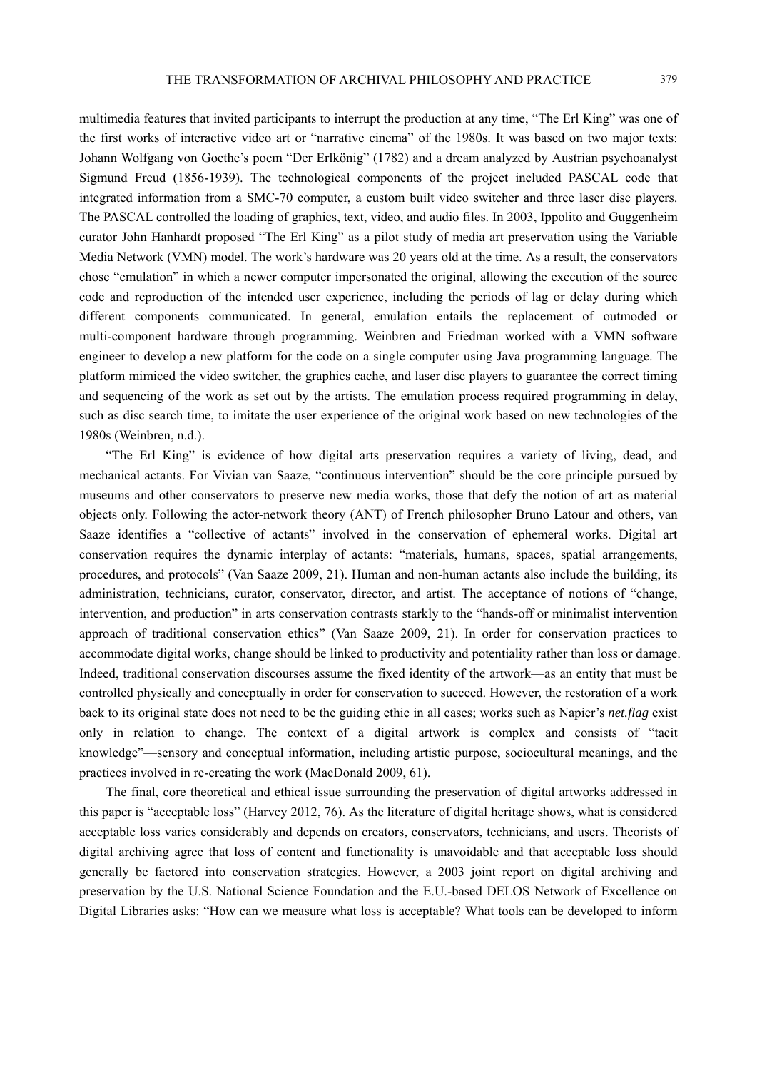multimedia features that invited participants to interrupt the production at any time, "The Erl King" was one of the first works of interactive video art or "narrative cinema" of the 1980s. It was based on two major texts: Johann Wolfgang von Goethe's poem "Der Erlkönig" (1782) and a dream analyzed by Austrian psychoanalyst Sigmund Freud (1856-1939). The technological components of the project included PASCAL code that integrated information from a SMC-70 computer, a custom built video switcher and three laser disc players. The PASCAL controlled the loading of graphics, text, video, and audio files. In 2003, Ippolito and Guggenheim curator John Hanhardt proposed "The Erl King" as a pilot study of media art preservation using the Variable Media Network (VMN) model. The work's hardware was 20 years old at the time. As a result, the conservators chose "emulation" in which a newer computer impersonated the original, allowing the execution of the source code and reproduction of the intended user experience, including the periods of lag or delay during which different components communicated. In general, emulation entails the replacement of outmoded or multi-component hardware through programming. Weinbren and Friedman worked with a VMN software engineer to develop a new platform for the code on a single computer using Java programming language. The platform mimiced the video switcher, the graphics cache, and laser disc players to guarantee the correct timing and sequencing of the work as set out by the artists. The emulation process required programming in delay, such as disc search time, to imitate the user experience of the original work based on new technologies of the 1980s (Weinbren, n.d.).

"The Erl King" is evidence of how digital arts preservation requires a variety of living, dead, and mechanical actants. For Vivian van Saaze, "continuous intervention" should be the core principle pursued by museums and other conservators to preserve new media works, those that defy the notion of art as material objects only. Following the actor-network theory (ANT) of French philosopher Bruno Latour and others, van Saaze identifies a "collective of actants" involved in the conservation of ephemeral works. Digital art conservation requires the dynamic interplay of actants: "materials, humans, spaces, spatial arrangements, procedures, and protocols" (Van Saaze 2009, 21). Human and non-human actants also include the building, its administration, technicians, curator, conservator, director, and artist. The acceptance of notions of "change, intervention, and production" in arts conservation contrasts starkly to the "hands-off or minimalist intervention approach of traditional conservation ethics" (Van Saaze 2009, 21). In order for conservation practices to accommodate digital works, change should be linked to productivity and potentiality rather than loss or damage. Indeed, traditional conservation discourses assume the fixed identity of the artwork—as an entity that must be controlled physically and conceptually in order for conservation to succeed. However, the restoration of a work back to its original state does not need to be the guiding ethic in all cases; works such as Napier's *net.flag* exist only in relation to change. The context of a digital artwork is complex and consists of "tacit knowledge"—sensory and conceptual information, including artistic purpose, sociocultural meanings, and the practices involved in re-creating the work (MacDonald 2009, 61).

The final, core theoretical and ethical issue surrounding the preservation of digital artworks addressed in this paper is "acceptable loss" (Harvey 2012, 76). As the literature of digital heritage shows, what is considered acceptable loss varies considerably and depends on creators, conservators, technicians, and users. Theorists of digital archiving agree that loss of content and functionality is unavoidable and that acceptable loss should generally be factored into conservation strategies. However, a 2003 joint report on digital archiving and preservation by the U.S. National Science Foundation and the E.U.-based DELOS Network of Excellence on Digital Libraries asks: "How can we measure what loss is acceptable? What tools can be developed to inform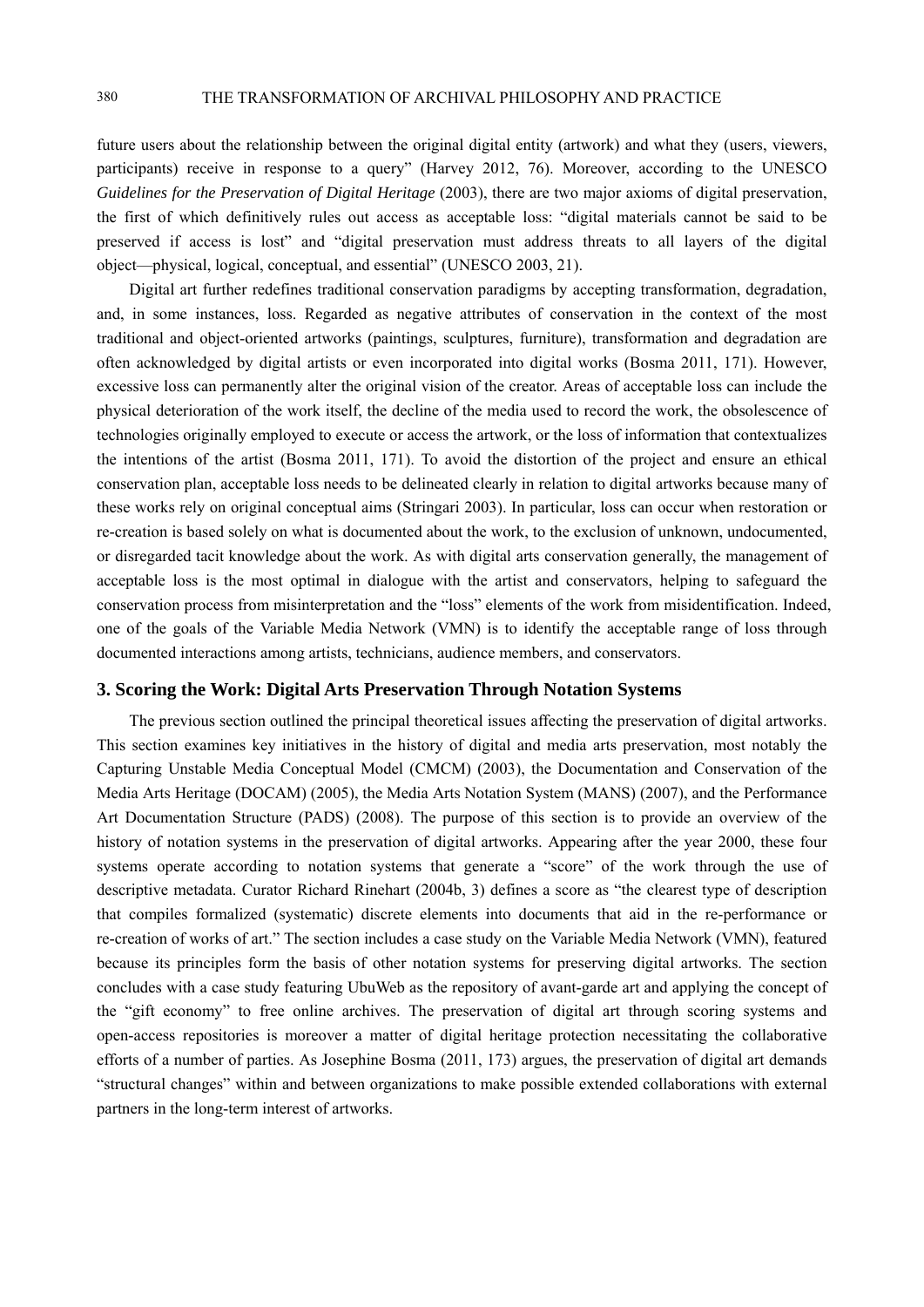future users about the relationship between the original digital entity (artwork) and what they (users, viewers, participants) receive in response to a query" (Harvey 2012, 76). Moreover, according to the UNESCO *Guidelines for the Preservation of Digital Heritage* (2003), there are two major axioms of digital preservation, the first of which definitively rules out access as acceptable loss: "digital materials cannot be said to be preserved if access is lost" and "digital preservation must address threats to all layers of the digital object—physical, logical, conceptual, and essential" (UNESCO 2003, 21).

Digital art further redefines traditional conservation paradigms by accepting transformation, degradation, and, in some instances, loss. Regarded as negative attributes of conservation in the context of the most traditional and object-oriented artworks (paintings, sculptures, furniture), transformation and degradation are often acknowledged by digital artists or even incorporated into digital works (Bosma 2011, 171). However, excessive loss can permanently alter the original vision of the creator. Areas of acceptable loss can include the physical deterioration of the work itself, the decline of the media used to record the work, the obsolescence of technologies originally employed to execute or access the artwork, or the loss of information that contextualizes the intentions of the artist (Bosma 2011, 171). To avoid the distortion of the project and ensure an ethical conservation plan, acceptable loss needs to be delineated clearly in relation to digital artworks because many of these works rely on original conceptual aims (Stringari 2003). In particular, loss can occur when restoration or re-creation is based solely on what is documented about the work, to the exclusion of unknown, undocumented, or disregarded tacit knowledge about the work. As with digital arts conservation generally, the management of acceptable loss is the most optimal in dialogue with the artist and conservators, helping to safeguard the conservation process from misinterpretation and the "loss" elements of the work from misidentification. Indeed, one of the goals of the Variable Media Network (VMN) is to identify the acceptable range of loss through documented interactions among artists, technicians, audience members, and conservators.

### 3. Scoring the Work: Digital Arts Preservation Through Notation Systems

The previous section outlined the principal theoretical issues affecting the preservation of digital artworks. This section examines key initiatives in the history of digital and media arts preservation, most notably the Capturing Unstable Media Conceptual Model (CMCM) (2003), the Documentation and Conservation of the Media Arts Heritage (DOCAM) (2005), the Media Arts Notation System (MANS) (2007), and the Performance Art Documentation Structure (PADS) (2008). The purpose of this section is to provide an overview of the history of notation systems in the preservation of digital artworks. Appearing after the year 2000, these four systems operate according to notation systems that generate a "score" of the work through the use of descriptive metadata. Curator Richard Rinehart (2004b, 3) defines a score as "the clearest type of description that compiles formalized (systematic) discrete elements into documents that aid in the re-performance or re-creation of works of art." The section includes a case study on the Variable Media Network (VMN), featured because its principles form the basis of other notation systems for preserving digital artworks. The section concludes with a case study featuring UbuWeb as the repository of avant-garde art and applying the concept of the "gift economy" to free online archives. The preservation of digital art through scoring systems and open-access repositories is moreover a matter of digital heritage protection necessitating the collaborative efforts of a number of parties. As Josephine Bosma (2011, 173) argues, the preservation of digital art demands "structural changes" within and between organizations to make possible extended collaborations with external partners in the long-term interest of artworks.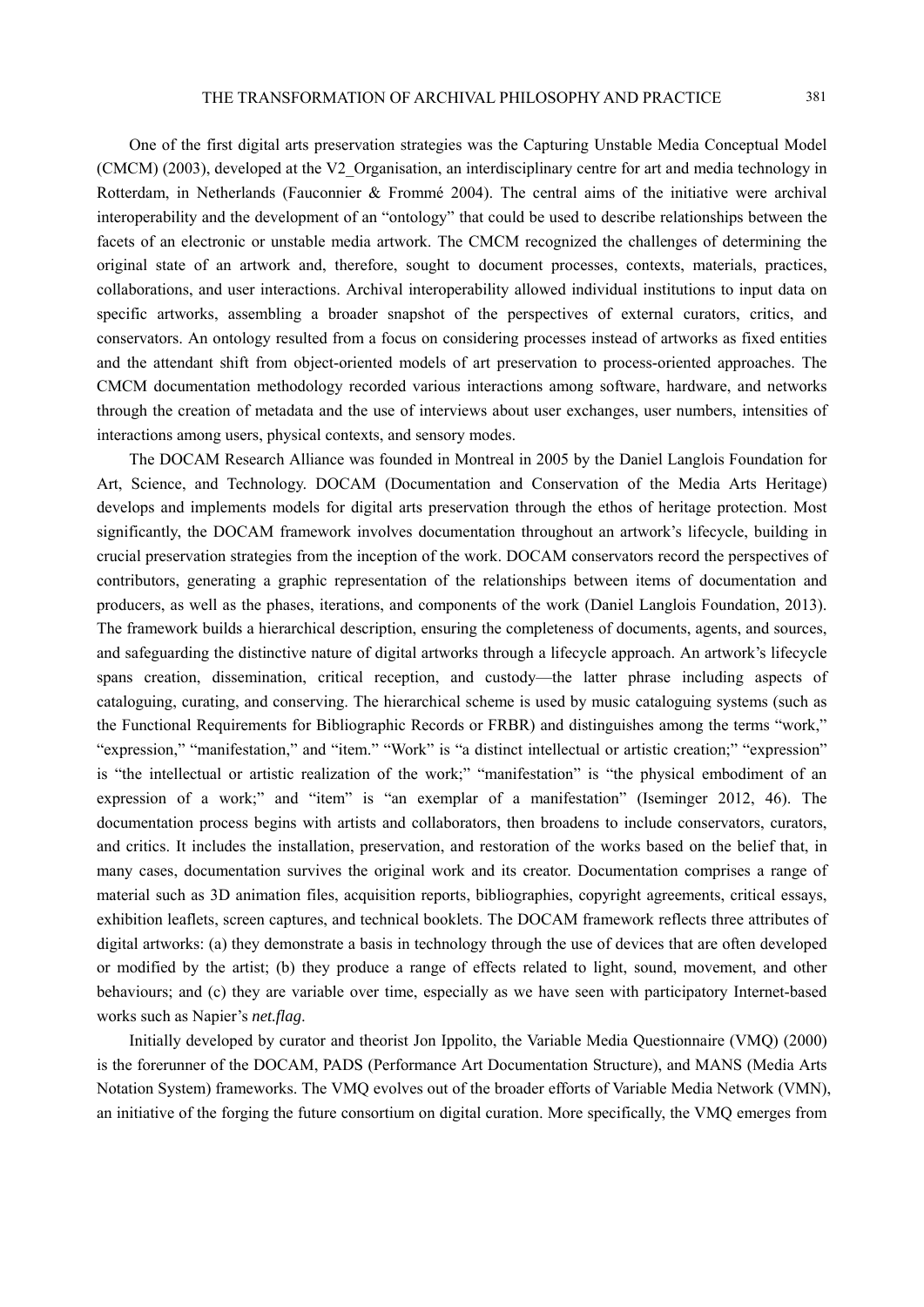One of the first digital arts preservation strategies was the Capturing Unstable Media Conceptual Model (CMCM) (2003), developed at the V2_Organisation, an interdisciplinary centre for art and media technology in Rotterdam, in Netherlands (Fauconnier & Frommé 2004). The central aims of the initiative were archival interoperability and the development of an "ontology" that could be used to describe relationships between the facets of an electronic or unstable media artwork. The CMCM recognized the challenges of determining the original state of an artwork and, therefore, sought to document processes, contexts, materials, practices, collaborations, and user interactions. Archival interoperability allowed individual institutions to input data on specific artworks, assembling a broader snapshot of the perspectives of external curators, critics, and conservators. An ontology resulted from a focus on considering processes instead of artworks as fixed entities and the attendant shift from object-oriented models of art preservation to process-oriented approaches. The CMCM documentation methodology recorded various interactions among software, hardware, and networks through the creation of metadata and the use of interviews about user exchanges, user numbers, intensities of interactions among users, physical contexts, and sensory modes.

The DOCAM Research Alliance was founded in Montreal in 2005 by the Daniel Langlois Foundation for Art, Science, and Technology. DOCAM (Documentation and Conservation of the Media Arts Heritage) develops and implements models for digital arts preservation through the ethos of heritage protection. Most significantly, the DOCAM framework involves documentation throughout an artwork's lifecycle, building in crucial preservation strategies from the inception of the work. DOCAM conservators record the perspectives of contributors, generating a graphic representation of the relationships between items of documentation and producers, as well as the phases, iterations, and components of the work (Daniel Langlois Foundation, 2013). The framework builds a hierarchical description, ensuring the completeness of documents, agents, and sources, and safeguarding the distinctive nature of digital artworks through a lifecycle approach. An artwork's lifecycle spans creation, dissemination, critical reception, and custody—the latter phrase including aspects of cataloguing, curating, and conserving. The hierarchical scheme is used by music cataloguing systems (such as the Functional Requirements for Bibliographic Records or FRBR) and distinguishes among the terms "work," "expression," "manifestation," and "item." "Work" is "a distinct intellectual or artistic creation;" "expression" is "the intellectual or artistic realization of the work;" "manifestation" is "the physical embodiment of an expression of a work;" and "item" is "an exemplar of a manifestation" (Iseminger 2012, 46). The documentation process begins with artists and collaborators, then broadens to include conservators, curators, and critics. It includes the installation, preservation, and restoration of the works based on the belief that, in many cases, documentation survives the original work and its creator. Documentation comprises a range of material such as 3D animation files, acquisition reports, bibliographies, copyright agreements, critical essays, exhibition leaflets, screen captures, and technical booklets. The DOCAM framework reflects three attributes of digital artworks: (a) they demonstrate a basis in technology through the use of devices that are often developed or modified by the artist; (b) they produce a range of effects related to light, sound, movement, and other behaviours; and (c) they are variable over time, especially as we have seen with participatory Internet-based works such as Napier's ***net.flag***.

Initially developed by curator and theorist Jon Ippolito, the Variable Media Questionnaire (VMQ) (2000) is the forerunner of the DOCAM, PADS (Performance Art Documentation Structure), and MANS (Media Arts Notation System) frameworks. The VMQ evolves out of the broader efforts of Variable Media Network (VMN), an initiative of the forging the future consortium on digital curation. More specifically, the VMQ emerges from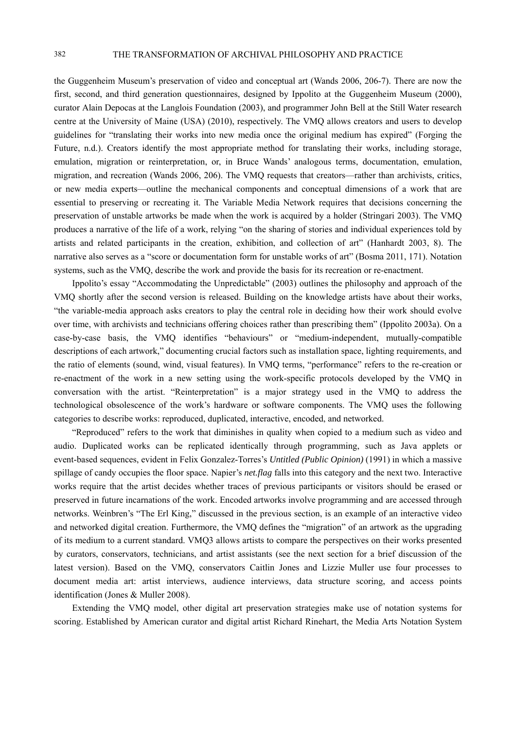the Guggenheim Museum's preservation of video and conceptual art (Wands 2006, 206-7). There are now the first, second, and third generation questionnaires, designed by Ippolito at the Guggenheim Museum (2000), curator Alain Depocas at the Langlois Foundation (2003), and programmer John Bell at the Still Water research centre at the University of Maine (USA) (2010), respectively. The VMQ allows creators and users to develop guidelines for "translating their works into new media once the original medium has expired" (Forging the Future, n.d.). Creators identify the most appropriate method for translating their works, including storage, emulation, migration or reinterpretation, or, in Bruce Wands' analogous terms, documentation, emulation, migration, and recreation (Wands 2006, 206). The VMQ requests that creators—rather than archivists, critics, or new media experts—outline the mechanical components and conceptual dimensions of a work that are essential to preserving or recreating it. The Variable Media Network requires that decisions concerning the preservation of unstable artworks be made when the work is acquired by a holder (Stringari 2003). The VMQ produces a narrative of the life of a work, relying "on the sharing of stories and individual experiences told by artists and related participants in the creation, exhibition, and collection of art" (Hanhardt 2003, 8). The narrative also serves as a "score or documentation form for unstable works of art" (Bosma 2011, 171). Notation systems, such as the VMQ, describe the work and provide the basis for its recreation or re-enactment.

Ippolito's essay "Accommodating the Unpredictable" (2003) outlines the philosophy and approach of the VMQ shortly after the second version is released. Building on the knowledge artists have about their works, "the variable-media approach asks creators to play the central role in deciding how their work should evolve over time, with archivists and technicians offering choices rather than prescribing them" (Ippolito 2003a). On a case-by-case basis, the VMQ identifies "behaviours" or "medium-independent, mutually-compatible descriptions of each artwork," documenting crucial factors such as installation space, lighting requirements, and the ratio of elements (sound, wind, visual features). In VMQ terms, "performance" refers to the re-creation or re-enactment of the work in a new setting using the work-specific protocols developed by the VMQ in conversation with the artist. "Reinterpretation" is a major strategy used in the VMQ to address the technological obsolescence of the work's hardware or software components. The VMQ uses the following categories to describe works: reproduced, duplicated, interactive, encoded, and networked.

"Reproduced" refers to the work that diminishes in quality when copied to a medium such as video and audio. Duplicated works can be replicated identically through programming, such as Java applets or event-based sequences, evident in Felix Gonzalez-Torres's *Untitled (Public Opinion)* (1991) in which a massive spillage of candy occupies the floor space. Napier's *net.flag* falls into this category and the next two. Interactive works require that the artist decides whether traces of previous participants or visitors should be erased or preserved in future incarnations of the work. Encoded artworks involve programming and are accessed through networks. Weinbren's "The Erl King," discussed in the previous section, is an example of an interactive video and networked digital creation. Furthermore, the VMQ defines the "migration" of an artwork as the upgrading of its medium to a current standard. VMQ3 allows artists to compare the perspectives on their works presented by curators, conservators, technicians, and artist assistants (see the next section for a brief discussion of the latest version). Based on the VMQ, conservators Caitlin Jones and Lizzie Muller use four processes to document media art: artist interviews, audience interviews, data structure scoring, and access points identification (Jones & Muller 2008).

Extending the VMQ model, other digital art preservation strategies make use of notation systems for scoring. Established by American curator and digital artist Richard Rinehart, the Media Arts Notation System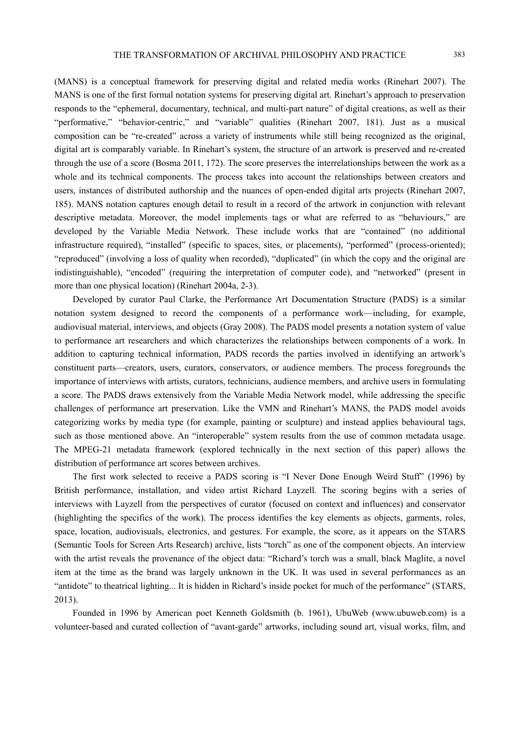(MANS) is a conceptual framework for preserving digital and related media works (Rinehart 2007). The MANS is one of the first formal notation systems for preserving digital art. Rinehart's approach to preservation responds to the "ephemeral, documentary, technical, and multi-part nature" of digital creations, as well as their "performative," "behavior-centric," and "variable" qualities (Rinehart 2007, 181). Just as a musical composition can be "re-created" across a variety of instruments while still being recognized as the original, digital art is comparably variable. In Rinehart's system, the structure of an artwork is preserved and re-created through the use of a score (Bosma 2011, 172). The score preserves the interrelationships between the work as a whole and its technical components. The process takes into account the relationships between creators and users, instances of distributed authorship and the nuances of open-ended digital arts projects (Rinehart 2007, 185). MANS notation captures enough detail to result in a record of the artwork in conjunction with relevant descriptive metadata. Moreover, the model implements tags or what are referred to as "behaviours," are developed by the Variable Media Network. These include works that are "contained" (no additional infrastructure required), "installed" (specific to spaces, sites, or placements), "performed" (process-oriented); "reproduced" (involving a loss of quality when recorded), "duplicated" (in which the copy and the original are indistinguishable), "encoded" (requiring the interpretation of computer code), and "networked" (present in more than one physical location) (Rinehart 2004a, 2-3).

Developed by curator Paul Clarke, the Performance Art Documentation Structure (PADS) is a similar notation system designed to record the components of a performance work—including, for example, audiovisual material, interviews, and objects (Gray 2008). The PADS model presents a notation system of value to performance art researchers and which characterizes the relationships between components of a work. In addition to capturing technical information, PADS records the parties involved in identifying an artwork's constituent parts—creators, users, curators, conservators, or audience members. The process foregrounds the importance of interviews with artists, curators, technicians, audience members, and archive users in formulating a score. The PADS draws extensively from the Variable Media Network model, while addressing the specific challenges of performance art preservation. Like the VMN and Rinehart's MANS, the PADS model avoids categorizing works by media type (for example, painting or sculpture) and instead applies behavioural tags, such as those mentioned above. An "interoperable" system results from the use of common metadata usage. The MPEG-21 metadata framework (explored technically in the next section of this paper) allows the distribution of performance art scores between archives.

The first work selected to receive a PADS scoring is "I Never Done Enough Weird Stuff" (1996) by British performance, installation, and video artist Richard Layzell. The scoring begins with a series of interviews with Layzell from the perspectives of curator (focused on context and influences) and conservator (highlighting the specifics of the work). The process identifies the key elements as objects, garments, roles, space, location, audiovisuals, electronics, and gestures. For example, the score, as it appears on the STARS (Semantic Tools for Screen Arts Research) archive, lists "torch" as one of the component objects. An interview with the artist reveals the provenance of the object data: "Richard's torch was a small, black Maglite, a novel item at the time as the brand was largely unknown in the UK. It was used in several performances as an "antidote" to theatrical lighting... It is hidden in Richard's inside pocket for much of the performance" (STARS, 2013).

Founded in 1996 by American poet Kenneth Goldsmith (b. 1961), UbuWeb (www.ubuweb.com) is a volunteer-based and curated collection of "avant-garde" artworks, including sound art, visual works, film, and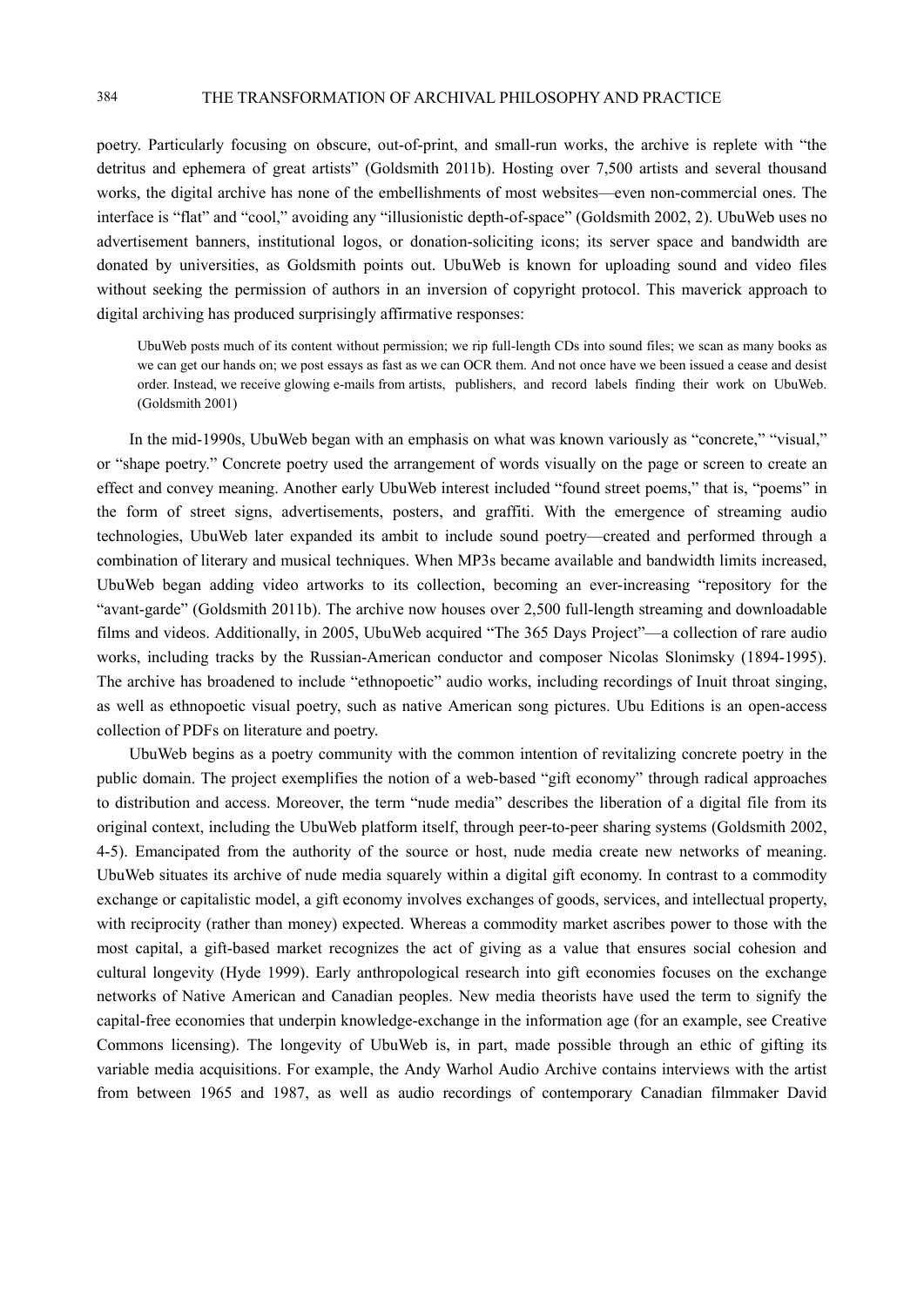poetry. Particularly focusing on obscure, out-of-print, and small-run works, the archive is replete with "the detritus and ephemera of great artists" (Goldsmith 2011b). Hosting over 7,500 artists and several thousand works, the digital archive has none of the embellishments of most websites—even non-commercial ones. The interface is "flat" and "cool," avoiding any "illusionistic depth-of-space" (Goldsmith 2002, 2). UbuWeb uses no advertisement banners, institutional logos, or donation-soliciting icons; its server space and bandwidth are donated by universities, as Goldsmith points out. UbuWeb is known for uploading sound and video files without seeking the permission of authors in an inversion of copyright protocol. This maverick approach to digital archiving has produced surprisingly affirmative responses:

> UbuWeb posts much of its content without permission; we rip full-length CDs into sound files; we scan as many books as we can get our hands on; we post essays as fast as we can OCR them. And not once have we been issued a cease and desist order. Instead, we receive glowing e-mails from artists, publishers, and record labels finding their work on UbuWeb. (Goldsmith 2001)

In the mid-1990s, UbuWeb began with an emphasis on what was known variously as "concrete," "visual," or "shape poetry." Concrete poetry used the arrangement of words visually on the page or screen to create an effect and convey meaning. Another early UbuWeb interest included "found street poems," that is, "poems" in the form of street signs, advertisements, posters, and graffiti. With the emergence of streaming audio technologies, UbuWeb later expanded its ambit to include sound poetry—created and performed through a combination of literary and musical techniques. When MP3s became available and bandwidth limits increased, UbuWeb began adding video artworks to its collection, becoming an ever-increasing "repository for the "avant-garde" (Goldsmith 2011b). The archive now houses over 2,500 full-length streaming and downloadable films and videos. Additionally, in 2005, UbuWeb acquired "The 365 Days Project"—a collection of rare audio works, including tracks by the Russian-American conductor and composer Nicolas Slonimsky (1894-1995). The archive has broadened to include "ethnopoetic" audio works, including recordings of Inuit throat singing, as well as ethnopoetic visual poetry, such as native American song pictures. Ubu Editions is an open-access collection of PDFs on literature and poetry.

UbuWeb begins as a poetry community with the common intention of revitalizing concrete poetry in the public domain. The project exemplifies the notion of a web-based "gift economy" through radical approaches to distribution and access. Moreover, the term "nude media" describes the liberation of a digital file from its original context, including the UbuWeb platform itself, through peer-to-peer sharing systems (Goldsmith 2002, 4-5). Emancipated from the authority of the source or host, nude media create new networks of meaning. UbuWeb situates its archive of nude media squarely within a digital gift economy. In contrast to a commodity exchange or capitalistic model, a gift economy involves exchanges of goods, services, and intellectual property, with reciprocity (rather than money) expected. Whereas a commodity market ascribes power to those with the most capital, a gift-based market recognizes the act of giving as a value that ensures social cohesion and cultural longevity (Hyde 1999). Early anthropological research into gift economies focuses on the exchange networks of Native American and Canadian peoples. New media theorists have used the term to signify the capital-free economies that underpin knowledge-exchange in the information age (for an example, see Creative Commons licensing). The longevity of UbuWeb is, in part, made possible through an ethic of gifting its variable media acquisitions. For example, the Andy Warhol Audio Archive contains interviews with the artist from between 1965 and 1987, as well as audio recordings of contemporary Canadian filmmaker David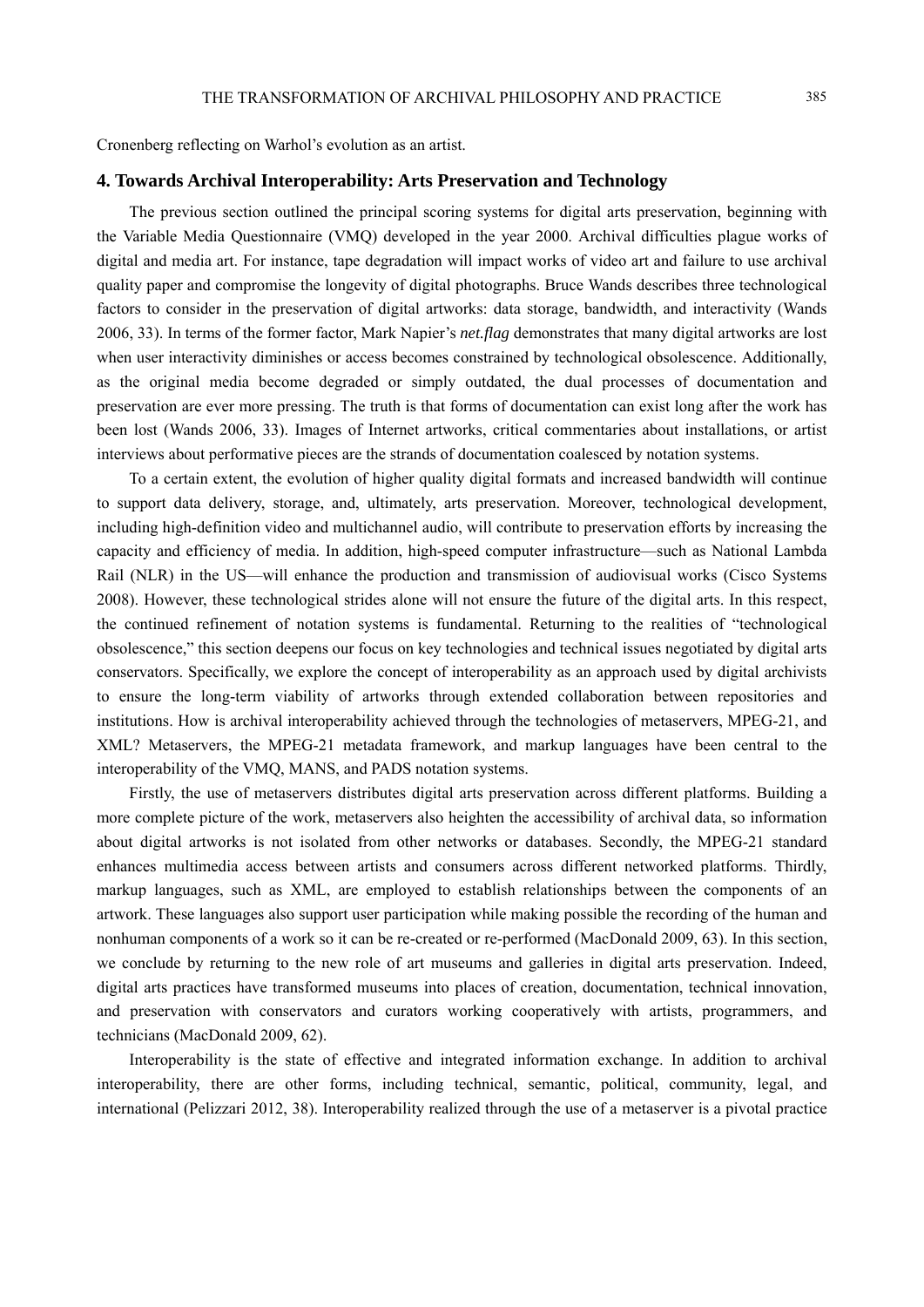Cronenberg reflecting on Warhol's evolution as an artist.

## 4. Towards Archival Interoperability: Arts Preservation and Technology

The previous section outlined the principal scoring systems for digital arts preservation, beginning with the Variable Media Questionnaire (VMQ) developed in the year 2000. Archival difficulties plague works of digital and media art. For instance, tape degradation will impact works of video art and failure to use archival quality paper and compromise the longevity of digital photographs. Bruce Wands describes three technological factors to consider in the preservation of digital artworks: data storage, bandwidth, and interactivity (Wands 2006, 33). In terms of the former factor, Mark Napier's ***net.flag*** demonstrates that many digital artworks are lost when user interactivity diminishes or access becomes constrained by technological obsolescence. Additionally, as the original media become degraded or simply outdated, the dual processes of documentation and preservation are ever more pressing. The truth is that forms of documentation can exist long after the work has been lost (Wands 2006, 33). Images of Internet artworks, critical commentaries about installations, or artist interviews about performative pieces are the strands of documentation coalesced by notation systems.

To a certain extent, the evolution of higher quality digital formats and increased bandwidth will continue to support data delivery, storage, and, ultimately, arts preservation. Moreover, technological development, including high-definition video and multichannel audio, will contribute to preservation efforts by increasing the capacity and efficiency of media. In addition, high-speed computer infrastructure—such as National Lambda Rail (NLR) in the US—will enhance the production and transmission of audiovisual works (Cisco Systems 2008). However, these technological strides alone will not ensure the future of the digital arts. In this respect, the continued refinement of notation systems is fundamental. Returning to the realities of "technological obsolescence," this section deepens our focus on key technologies and technical issues negotiated by digital arts conservators. Specifically, we explore the concept of interoperability as an approach used by digital archivists to ensure the long-term viability of artworks through extended collaboration between repositories and institutions. How is archival interoperability achieved through the technologies of metaservers, MPEG-21, and XML? Metaservers, the MPEG-21 metadata framework, and markup languages have been central to the interoperability of the VMQ, MANS, and PADS notation systems.

Firstly, the use of metaservers distributes digital arts preservation across different platforms. Building a more complete picture of the work, metaservers also heighten the accessibility of archival data, so information about digital artworks is not isolated from other networks or databases. Secondly, the MPEG-21 standard enhances multimedia access between artists and consumers across different networked platforms. Thirdly, markup languages, such as XML, are employed to establish relationships between the components of an artwork. These languages also support user participation while making possible the recording of the human and nonhuman components of a work so it can be re-created or re-performed (MacDonald 2009, 63). In this section, we conclude by returning to the new role of art museums and galleries in digital arts preservation. Indeed, digital arts practices have transformed museums into places of creation, documentation, technical innovation, and preservation with conservators and curators working cooperatively with artists, programmers, and technicians (MacDonald 2009, 62).

Interoperability is the state of effective and integrated information exchange. In addition to archival interoperability, there are other forms, including technical, semantic, political, community, legal, and international (Pelizzari 2012, 38). Interoperability realized through the use of a metaserver is a pivotal practice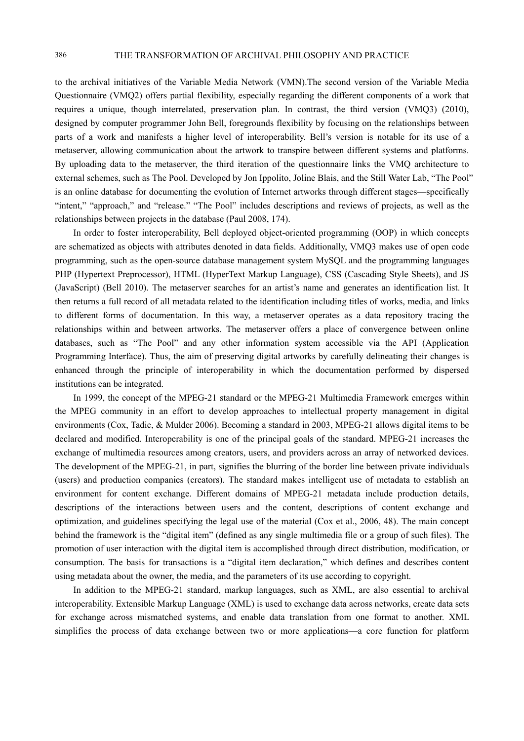to the archival initiatives of the Variable Media Network (VMN).The second version of the Variable Media Questionnaire (VMQ2) offers partial flexibility, especially regarding the different components of a work that requires a unique, though interrelated, preservation plan. In contrast, the third version (VMQ3) (2010), designed by computer programmer John Bell, foregrounds flexibility by focusing on the relationships between parts of a work and manifests a higher level of interoperability. Bell's version is notable for its use of a metaserver, allowing communication about the artwork to transpire between different systems and platforms. By uploading data to the metaserver, the third iteration of the questionnaire links the VMQ architecture to external schemes, such as The Pool. Developed by Jon Ippolito, Joline Blais, and the Still Water Lab, "The Pool" is an online database for documenting the evolution of Internet artworks through different stages—specifically "intent," "approach," and "release." "The Pool" includes descriptions and reviews of projects, as well as the relationships between projects in the database (Paul 2008, 174).

In order to foster interoperability, Bell deployed object-oriented programming (OOP) in which concepts are schematized as objects with attributes denoted in data fields. Additionally, VMQ3 makes use of open code programming, such as the open-source database management system MySQL and the programming languages PHP (Hypertext Preprocessor), HTML (HyperText Markup Language), CSS (Cascading Style Sheets), and JS (JavaScript) (Bell 2010). The metaserver searches for an artist's name and generates an identification list. It then returns a full record of all metadata related to the identification including titles of works, media, and links to different forms of documentation. In this way, a metaserver operates as a data repository tracing the relationships within and between artworks. The metaserver offers a place of convergence between online databases, such as "The Pool" and any other information system accessible via the API (Application Programming Interface). Thus, the aim of preserving digital artworks by carefully delineating their changes is enhanced through the principle of interoperability in which the documentation performed by dispersed institutions can be integrated.

In 1999, the concept of the MPEG-21 standard or the MPEG-21 Multimedia Framework emerges within the MPEG community in an effort to develop approaches to intellectual property management in digital environments (Cox, Tadic, & Mulder 2006). Becoming a standard in 2003, MPEG-21 allows digital items to be declared and modified. Interoperability is one of the principal goals of the standard. MPEG-21 increases the exchange of multimedia resources among creators, users, and providers across an array of networked devices. The development of the MPEG-21, in part, signifies the blurring of the border line between private individuals (users) and production companies (creators). The standard makes intelligent use of metadata to establish an environment for content exchange. Different domains of MPEG-21 metadata include production details, descriptions of the interactions between users and the content, descriptions of content exchange and optimization, and guidelines specifying the legal use of the material (Cox et al., 2006, 48). The main concept behind the framework is the "digital item" (defined as any single multimedia file or a group of such files). The promotion of user interaction with the digital item is accomplished through direct distribution, modification, or consumption. The basis for transactions is a "digital item declaration," which defines and describes content using metadata about the owner, the media, and the parameters of its use according to copyright.

In addition to the MPEG-21 standard, markup languages, such as XML, are also essential to archival interoperability. Extensible Markup Language (XML) is used to exchange data across networks, create data sets for exchange across mismatched systems, and enable data translation from one format to another. XML simplifies the process of data exchange between two or more applications—a core function for platform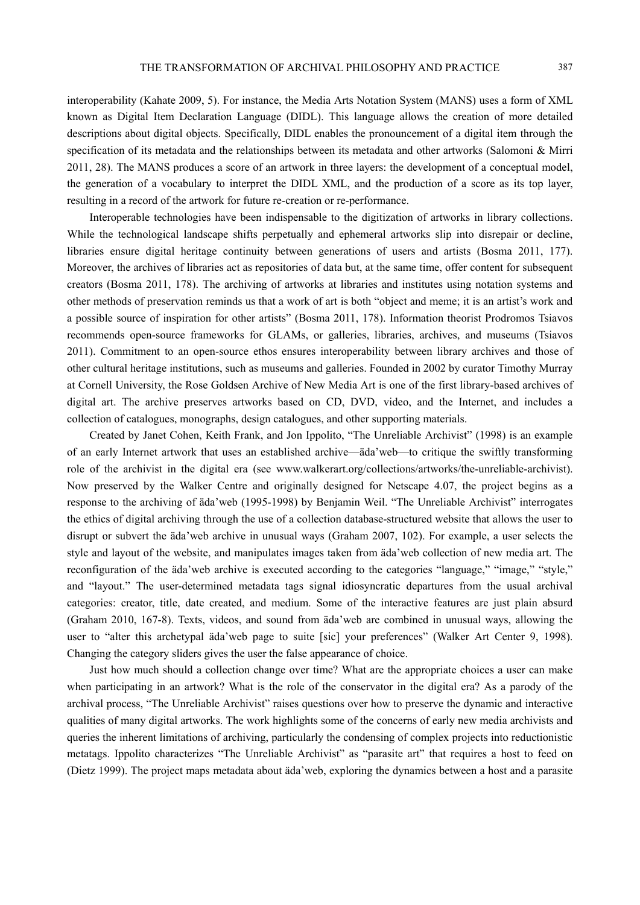interoperability (Kahate 2009, 5). For instance, the Media Arts Notation System (MANS) uses a form of XML known as Digital Item Declaration Language (DIDL). This language allows the creation of more detailed descriptions about digital objects. Specifically, DIDL enables the pronouncement of a digital item through the specification of its metadata and the relationships between its metadata and other artworks (Salomoni & Mirri 2011, 28). The MANS produces a score of an artwork in three layers: the development of a conceptual model, the generation of a vocabulary to interpret the DIDL XML, and the production of a score as its top layer, resulting in a record of the artwork for future re-creation or re-performance.

Interoperable technologies have been indispensable to the digitization of artworks in library collections. While the technological landscape shifts perpetually and ephemeral artworks slip into disrepair or decline, libraries ensure digital heritage continuity between generations of users and artists (Bosma 2011, 177). Moreover, the archives of libraries act as repositories of data but, at the same time, offer content for subsequent creators (Bosma 2011, 178). The archiving of artworks at libraries and institutes using notation systems and other methods of preservation reminds us that a work of art is both "object and meme; it is an artist's work and a possible source of inspiration for other artists" (Bosma 2011, 178). Information theorist Prodromos Tsiavos recommends open-source frameworks for GLAMs, or galleries, libraries, archives, and museums (Tsiavos 2011). Commitment to an open-source ethos ensures interoperability between library archives and those of other cultural heritage institutions, such as museums and galleries. Founded in 2002 by curator Timothy Murray at Cornell University, the Rose Goldsen Archive of New Media Art is one of the first library-based archives of digital art. The archive preserves artworks based on CD, DVD, video, and the Internet, and includes a collection of catalogues, monographs, design catalogues, and other supporting materials.

Created by Janet Cohen, Keith Frank, and Jon Ippolito, "The Unreliable Archivist" (1998) is an example of an early Internet artwork that uses an established archive—äda'web—to critique the swiftly transforming role of the archivist in the digital era (see www.walkerart.org/collections/artworks/the-unreliable-archivist). Now preserved by the Walker Centre and originally designed for Netscape 4.07, the project begins as a response to the archiving of äda'web (1995-1998) by Benjamin Weil. "The Unreliable Archivist" interrogates the ethics of digital archiving through the use of a collection database-structured website that allows the user to disrupt or subvert the äda'web archive in unusual ways (Graham 2007, 102). For example, a user selects the style and layout of the website, and manipulates images taken from äda'web collection of new media art. The reconfiguration of the äda'web archive is executed according to the categories "language," "image," "style," and "layout." The user-determined metadata tags signal idiosyncratic departures from the usual archival categories: creator, title, date created, and medium. Some of the interactive features are just plain absurd (Graham 2010, 167-8). Texts, videos, and sound from äda'web are combined in unusual ways, allowing the user to "alter this archetypal äda'web page to suite [sic] your preferences" (Walker Art Center 9, 1998). Changing the category sliders gives the user the false appearance of choice.

Just how much should a collection change over time? What are the appropriate choices a user can make when participating in an artwork? What is the role of the conservator in the digital era? As a parody of the archival process, "The Unreliable Archivist" raises questions over how to preserve the dynamic and interactive qualities of many digital artworks. The work highlights some of the concerns of early new media archivists and queries the inherent limitations of archiving, particularly the condensing of complex projects into reductionistic metatags. Ippolito characterizes "The Unreliable Archivist" as "parasite art" that requires a host to feed on (Dietz 1999). The project maps metadata about äda'web, exploring the dynamics between a host and a parasite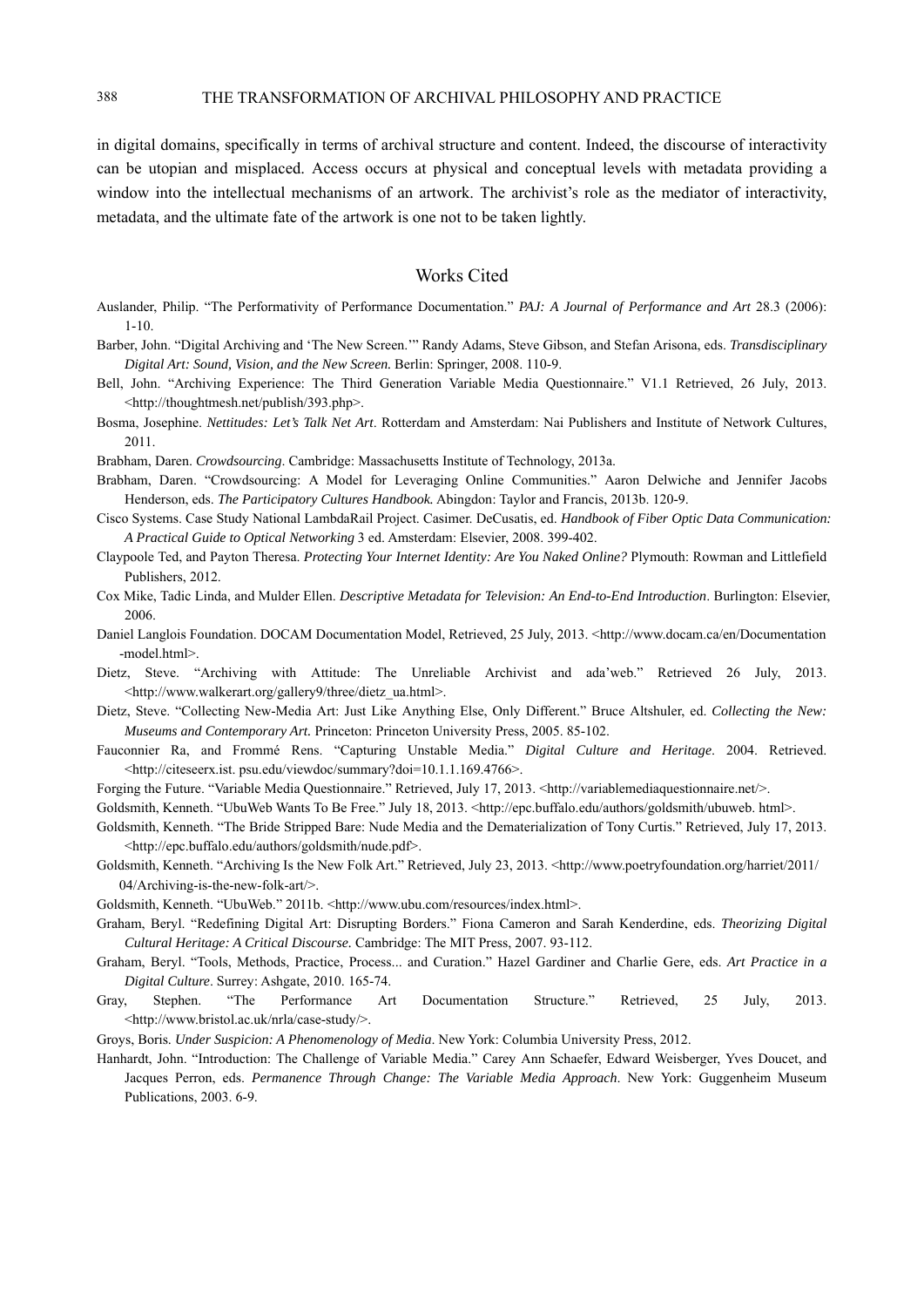in digital domains, specifically in terms of archival structure and content. Indeed, the discourse of interactivity can be utopian and misplaced. Access occurs at physical and conceptual levels with metadata providing a window into the intellectual mechanisms of an artwork. The archivist's role as the mediator of interactivity, metadata, and the ultimate fate of the artwork is one not to be taken lightly.

## Works Cited

Auslander, Philip. "The Performativity of Performance Documentation." *PAJ: A Journal of Performance and Art* 28.3 (2006): 1-10.

Barber, John. "Digital Archiving and 'The New Screen.'" Randy Adams, Steve Gibson, and Stefan Arisona, eds. *Transdisciplinary Digital Art: Sound, Vision, and the New Screen.* Berlin: Springer, 2008. 110-9.

Bell, John. "Archiving Experience: The Third Generation Variable Media Questionnaire." V1.1 Retrieved, 26 July, 2013. <http://thoughtmesh.net/publish/393.php>.

Bosma, Josephine. *Nettitudes: Let's Talk Net Art*. Rotterdam and Amsterdam: Nai Publishers and Institute of Network Cultures, 2011.

Brabham, Daren. *Crowdsourcing*. Cambridge: Massachusetts Institute of Technology, 2013a.

Brabham, Daren. "Crowdsourcing: A Model for Leveraging Online Communities." Aaron Delwiche and Jennifer Jacobs Henderson, eds. *The Participatory Cultures Handbook.* Abingdon: Taylor and Francis, 2013b. 120-9.

Cisco Systems. Case Study National LambdaRail Project. Casimer. DeCusatis, ed. *Handbook of Fiber Optic Data Communication: A Practical Guide to Optical Networking* 3 ed. Amsterdam: Elsevier, 2008. 399-402.

Claypoole Ted, and Payton Theresa. *Protecting Your Internet Identity: Are You Naked Online?* Plymouth: Rowman and Littlefield Publishers, 2012.

Cox Mike, Tadic Linda, and Mulder Ellen. *Descriptive Metadata for Television: An End-to-End Introduction*. Burlington: Elsevier, 2006.

Daniel Langlois Foundation. DOCAM Documentation Model, Retrieved, 25 July, 2013. <http://www.docam.ca/en/Documentation-model.html>.

Dietz, Steve. "Archiving with Attitude: The Unreliable Archivist and ada'web." Retrieved 26 July, 2013. <http://www.walkerart.org/gallery9/three/dietz_ua.html>.

Dietz, Steve. "Collecting New-Media Art: Just Like Anything Else, Only Different." Bruce Altshuler, ed. *Collecting the New: Museums and Contemporary Art.* Princeton: Princeton University Press, 2005. 85-102.

Fauconnier Ra, and Frommé Rens. "Capturing Unstable Media." *Digital Culture and Heritage*. 2004. Retrieved. <http://citeseerx.ist. psu.edu/viewdoc/summary?doi=10.1.1.169.4766>.

Forging the Future. "Variable Media Questionnaire." Retrieved, July 17, 2013. <http://variablemediaquestionnaire.net/>.

Goldsmith, Kenneth. "UbuWeb Wants To Be Free." July 18, 2013. <http://epc.buffalo.edu/authors/goldsmith/ubuweb. html>.

Goldsmith, Kenneth. "The Bride Stripped Bare: Nude Media and the Dematerialization of Tony Curtis." Retrieved, July 17, 2013. <http://epc.buffalo.edu/authors/goldsmith/nude.pdf>.

Goldsmith, Kenneth. "Archiving Is the New Folk Art." Retrieved, July 23, 2013. <http://www.poetryfoundation.org/harriet/2011/04/Archiving-is-the-new-folk-art/>.

Goldsmith, Kenneth. "UbuWeb." 2011b. <http://www.ubu.com/resources/index.html>.

Graham, Beryl. "Redefining Digital Art: Disrupting Borders." Fiona Cameron and Sarah Kenderdine, eds. *Theorizing Digital Cultural Heritage: A Critical Discourse.* Cambridge: The MIT Press, 2007. 93-112.

Graham, Beryl. "Tools, Methods, Practice, Process... and Curation." Hazel Gardiner and Charlie Gere, eds. *Art Practice in a Digital Culture*. Surrey: Ashgate, 2010. 165-74.

Gray, Stephen. "The Performance Art Documentation Structure." Retrieved, 25 July, 2013. <http://www.bristol.ac.uk/nrla/case-study/>.

Groys, Boris. *Under Suspicion: A Phenomenology of Media*. New York: Columbia University Press, 2012.

Hanhardt, John. "Introduction: The Challenge of Variable Media." Carey Ann Schaefer, Edward Weisberger, Yves Doucet, and Jacques Perron, eds. *Permanence Through Change: The Variable Media Approach*. New York: Guggenheim Museum Publications, 2003. 6-9.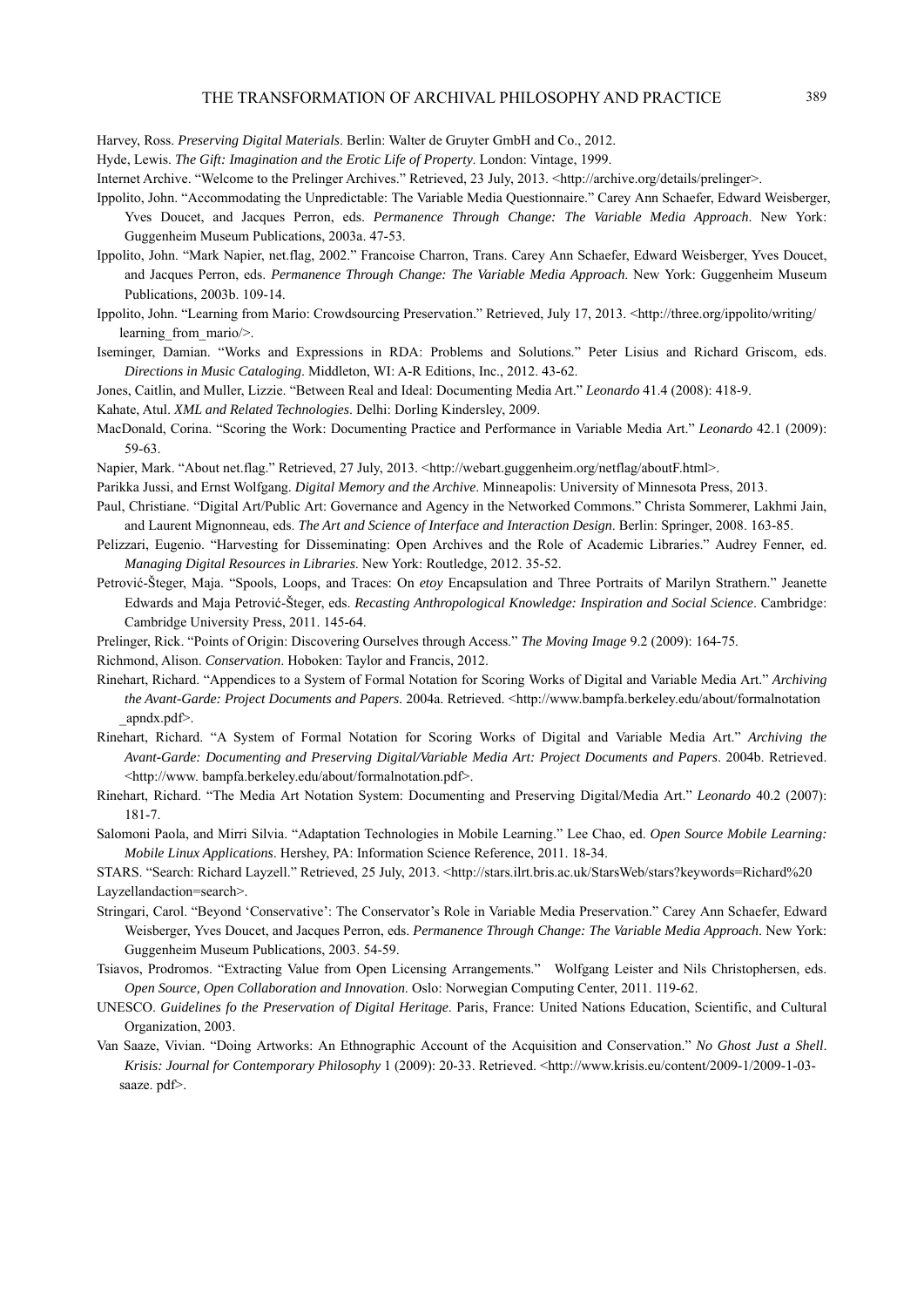Harvey, Ross. *Preserving Digital Materials*. Berlin: Walter de Gruyter GmbH and Co., 2012.

Hyde, Lewis. *The Gift: Imagination and the Erotic Life of Property*. London: Vintage, 1999.

Internet Archive. "Welcome to the Prelinger Archives." Retrieved, 23 July, 2013. <http://archive.org/details/prelinger>.

Ippolito, John. "Accommodating the Unpredictable: The Variable Media Questionnaire." Carey Ann Schaefer, Edward Weisberger, Yves Doucet, and Jacques Perron, eds. *Permanence Through Change: The Variable Media Approach*. New York: Guggenheim Museum Publications, 2003a. 47-53.

Ippolito, John. "Mark Napier, net.flag, 2002." Francoise Charron, Trans. Carey Ann Schaefer, Edward Weisberger, Yves Doucet, and Jacques Perron, eds. *Permanence Through Change: The Variable Media Approach*. New York: Guggenheim Museum Publications, 2003b. 109-14.

Ippolito, John. "Learning from Mario: Crowdsourcing Preservation." Retrieved, July 17, 2013. <http://three.org/ippolito/writing/learning_from_mario/>.

Iseminger, Damian. "Works and Expressions in RDA: Problems and Solutions." Peter Lisius and Richard Griscom, eds. *Directions in Music Cataloging*. Middleton, WI: A-R Editions, Inc., 2012. 43-62.

Jones, Caitlin, and Muller, Lizzie. "Between Real and Ideal: Documenting Media Art." *Leonardo* 41.4 (2008): 418-9.

Kahate, Atul. *XML and Related Technologies*. Delhi: Dorling Kindersley, 2009.

MacDonald, Corina. "Scoring the Work: Documenting Practice and Performance in Variable Media Art." *Leonardo* 42.1 (2009): 59-63.

Napier, Mark. "About net.flag." Retrieved, 27 July, 2013. <http://webart.guggenheim.org/netflag/aboutF.html>.

Parikka Jussi, and Ernst Wolfgang. *Digital Memory and the Archive*. Minneapolis: University of Minnesota Press, 2013.

Paul, Christiane. "Digital Art/Public Art: Governance and Agency in the Networked Commons." Christa Sommerer, Lakhmi Jain, and Laurent Mignonneau, eds. *The Art and Science of Interface and Interaction Design*. Berlin: Springer, 2008. 163-85.

Pelizzari, Eugenio. "Harvesting for Disseminating: Open Archives and the Role of Academic Libraries." Audrey Fenner, ed. *Managing Digital Resources in Libraries*. New York: Routledge, 2012. 35-52.

Petrović-Šteger, Maja. "Spools, Loops, and Traces: On *etoy* Encapsulation and Three Portraits of Marilyn Strathern." Jeanette Edwards and Maja Petrović-Šteger, eds. *Recasting Anthropological Knowledge: Inspiration and Social Science*. Cambridge: Cambridge University Press, 2011. 145-64.

Prelinger, Rick. "Points of Origin: Discovering Ourselves through Access." *The Moving Image* 9.2 (2009): 164-75.

Richmond, Alison. *Conservation*. Hoboken: Taylor and Francis, 2012.

Rinehart, Richard. "Appendices to a System of Formal Notation for Scoring Works of Digital and Variable Media Art." *Archiving the Avant-Garde: Project Documents and Papers*. 2004a. Retrieved. <http://www.bampfa.berkeley.edu/about/formalnotation_apndx.pdf>.

Rinehart, Richard. "A System of Formal Notation for Scoring Works of Digital and Variable Media Art." *Archiving the Avant-Garde: Documenting and Preserving Digital/Variable Media Art: Project Documents and Papers*. 2004b. Retrieved. <http://www. bampfa.berkeley.edu/about/formalnotation.pdf>.

Rinehart, Richard. "The Media Art Notation System: Documenting and Preserving Digital/Media Art." *Leonardo* 40.2 (2007): 181-7.

Salomoni Paola, and Mirri Silvia. "Adaptation Technologies in Mobile Learning." Lee Chao, ed. *Open Source Mobile Learning: Mobile Linux Applications*. Hershey, PA: Information Science Reference, 2011. 18-34.

STARS. "Search: Richard Layzell." Retrieved, 25 July, 2013. <http://stars.ilrt.bris.ac.uk/StarsWeb/stars?keywords=Richard%20Layzellandaction=search>.

Stringari, Carol. "Beyond 'Conservative': The Conservator's Role in Variable Media Preservation." Carey Ann Schaefer, Edward Weisberger, Yves Doucet, and Jacques Perron, eds. *Permanence Through Change: The Variable Media Approach*. New York: Guggenheim Museum Publications, 2003. 54-59.

Tsiavos, Prodromos. "Extracting Value from Open Licensing Arrangements." Wolfgang Leister and Nils Christophersen, eds. *Open Source, Open Collaboration and Innovation*. Oslo: Norwegian Computing Center, 2011. 119-62.

UNESCO. *Guidelines fo the Preservation of Digital Heritage*. Paris, France: United Nations Education, Scientific, and Cultural Organization, 2003.

Van Saaze, Vivian. "Doing Artworks: An Ethnographic Account of the Acquisition and Conservation." *No Ghost Just a Shell*. *Krisis: Journal for Contemporary Philosophy* 1 (2009): 20-33. Retrieved. <http://www.krisis.eu/content/2009-1/2009-1-03-saaze. pdf>.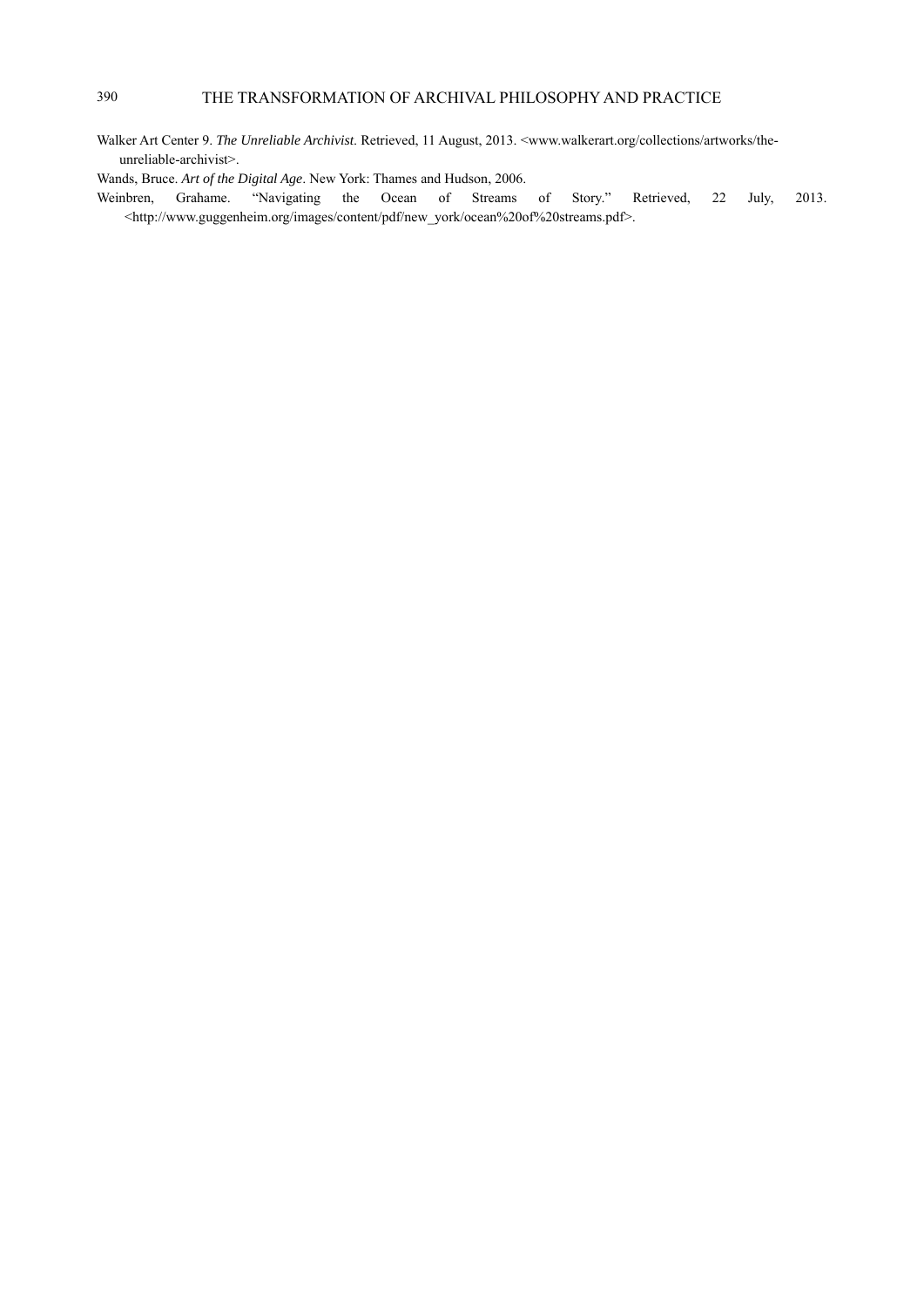Walker Art Center 9. *The Unreliable Archivist*. Retrieved, 11 August, 2013. <www.walkerart.org/collections/artworks/the-unreliable-archivist>.

Wands, Bruce. *Art of the Digital Age*. New York: Thames and Hudson, 2006.

Weinbren, Grahame. "Navigating the Ocean of Streams of Story." Retrieved, 22 July, 2013. <http://www.guggenheim.org/images/content/pdf/new_york/ocean%20of%20streams.pdf>.